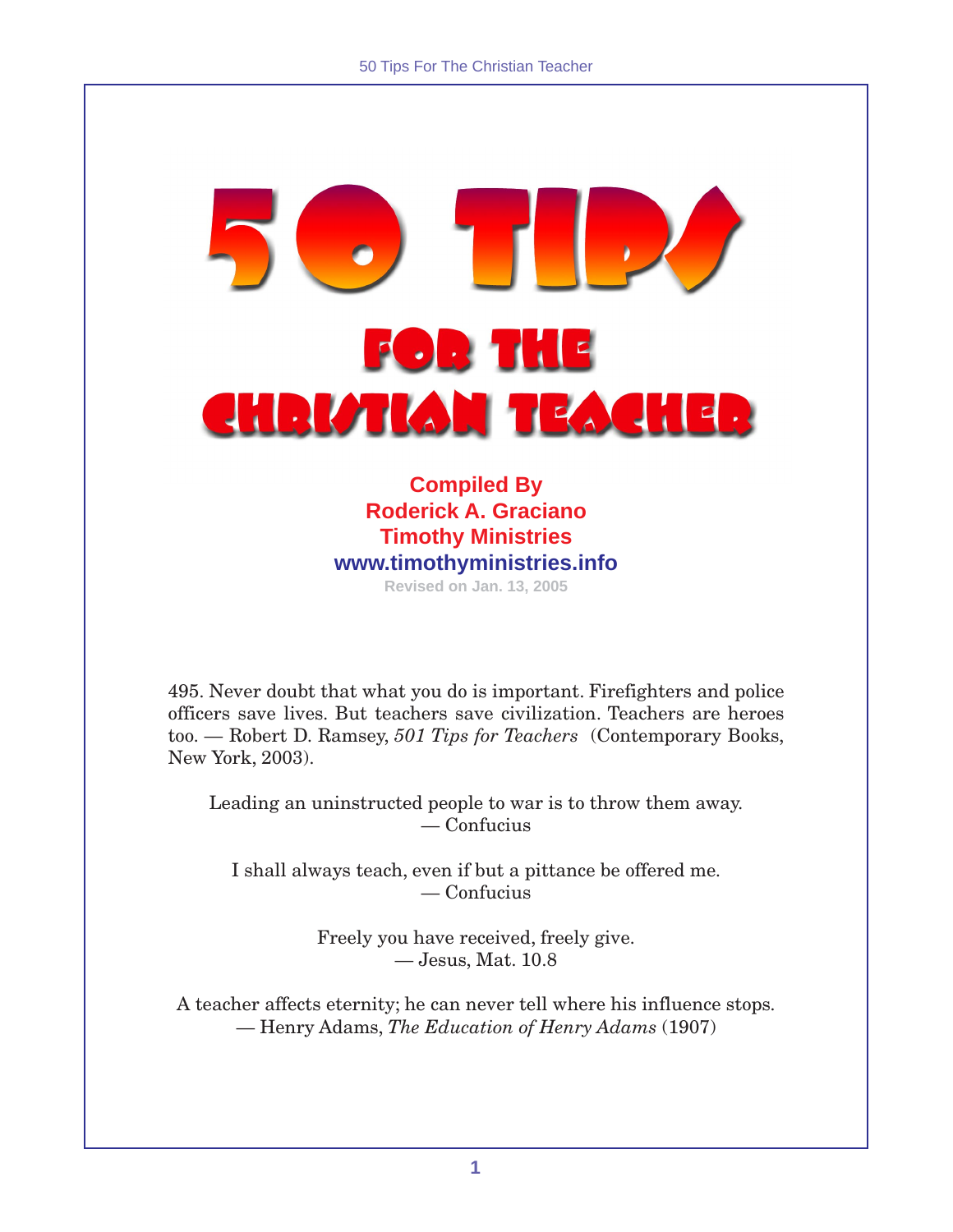# 50 TIPS

## FOR THE CHRISTIAN TEACHER

**Compiled By**
**Roderick A. Graciano**
**Timothy Ministries**
**www.timothyministries.info**

Revised on Jan. 13, 2005

495. Never doubt that what you do is important. Firefighters and police officers save lives. But teachers save civilization. Teachers are heroes too. — Robert D. Ramsey, *501 Tips for Teachers* (Contemporary Books, New York, 2003).

Leading an uninstructed people to war is to throw them away.
— Confucius

I shall always teach, even if but a pittance be offered me.
— Confucius

Freely you have received, freely give.
— Jesus, Mat. 10.8

A teacher affects eternity; he can never tell where his influence stops.
— Henry Adams, *The Education of Henry Adams* (1907)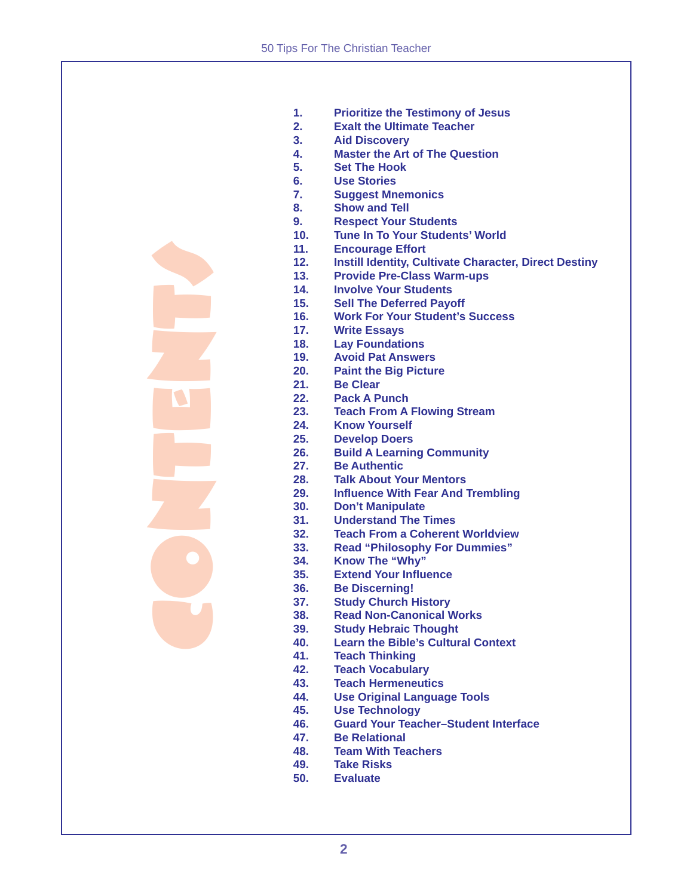# CONTENTS

1. Prioritize the Testimony of Jesus
2. Exalt the Ultimate Teacher
3. Aid Discovery
4. Master the Art of The Question
5. Set The Hook
6. Use Stories
7. Suggest Mnemonics
8. Show and Tell
9. Respect Your Students
10. Tune In To Your Students' World
11. Encourage Effort
12. Instill Identity, Cultivate Character, Direct Destiny
13. Provide Pre-Class Warm-ups
14. Involve Your Students
15. Sell The Deferred Payoff
16. Work For Your Student's Success
17. Write Essays
18. Lay Foundations
19. Avoid Pat Answers
20. Paint the Big Picture
21. Be Clear
22. Pack A Punch
23. Teach From A Flowing Stream
24. Know Yourself
25. Develop Doers
26. Build A Learning Community
27. Be Authentic
28. Talk About Your Mentors
29. Influence With Fear And Trembling
30. Don't Manipulate
31. Understand The Times
32. Teach From a Coherent Worldview
33. Read "Philosophy For Dummies"
34. Know The "Why"
35. Extend Your Influence
36. Be Discerning!
37. Study Church History
38. Read Non-Canonical Works
39. Study Hebraic Thought
40. Learn the Bible's Cultural Context
41. Teach Thinking
42. Teach Vocabulary
43. Teach Hermeneutics
44. Use Original Language Tools
45. Use Technology
46. Guard Your Teacher–Student Interface
47. Be Relational
48. Team With Teachers
49. Take Risks
50. Evaluate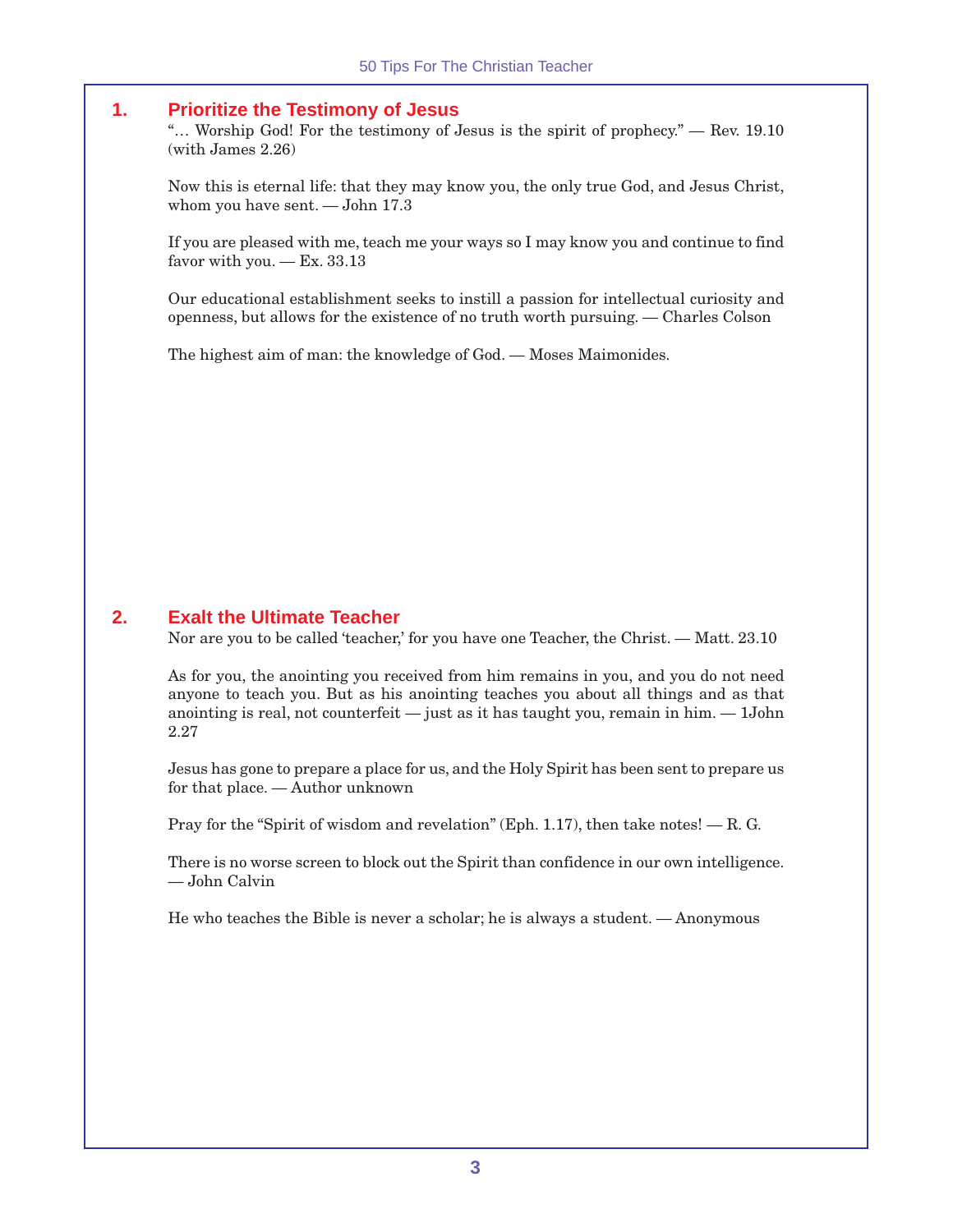## 1. Prioritize the Testimony of Jesus

"… Worship God! For the testimony of Jesus is the spirit of prophecy." — Rev. 19.10 (with James 2.26)

Now this is eternal life: that they may know you, the only true God, and Jesus Christ, whom you have sent. — John 17.3

If you are pleased with me, teach me your ways so I may know you and continue to find favor with you. — Ex. 33.13

Our educational establishment seeks to instill a passion for intellectual curiosity and openness, but allows for the existence of no truth worth pursuing. — Charles Colson

The highest aim of man: the knowledge of God. — Moses Maimonides.

## 2. Exalt the Ultimate Teacher

Nor are you to be called 'teacher,' for you have one Teacher, the Christ. — Matt. 23.10

As for you, the anointing you received from him remains in you, and you do not need anyone to teach you. But as his anointing teaches you about all things and as that anointing is real, not counterfeit — just as it has taught you, remain in him. — 1John 2.27

Jesus has gone to prepare a place for us, and the Holy Spirit has been sent to prepare us for that place. — Author unknown

Pray for the "Spirit of wisdom and revelation" (Eph. 1.17), then take notes! — R. G.

There is no worse screen to block out the Spirit than confidence in our own intelligence. — John Calvin

He who teaches the Bible is never a scholar; he is always a student. — Anonymous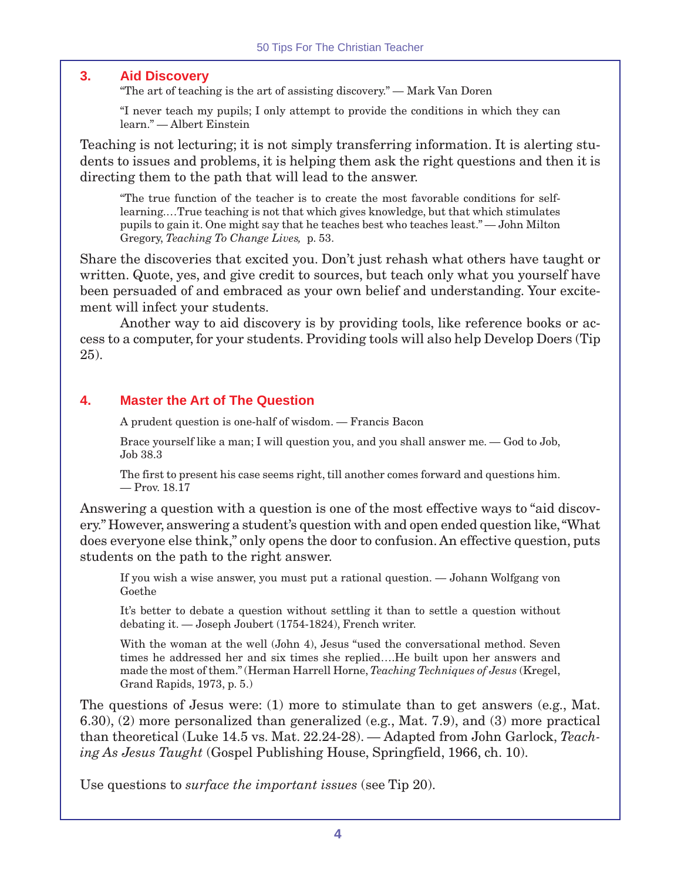## 3. Aid Discovery

> "The art of teaching is the art of assisting discovery." — Mark Van Doren

> "I never teach my pupils; I only attempt to provide the conditions in which they can learn." — Albert Einstein

Teaching is not lecturing; it is not simply transferring information. It is alerting students to issues and problems, it is helping them ask the right questions and then it is directing them to the path that will lead to the answer.

> "The true function of the teacher is to create the most favorable conditions for self-learning.…True teaching is not that which gives knowledge, but that which stimulates pupils to gain it. One might say that he teaches best who teaches least." — John Milton Gregory, *Teaching To Change Lives,* p. 53.

Share the discoveries that excited you. Don't just rehash what others have taught or written. Quote, yes, and give credit to sources, but teach only what you yourself have been persuaded of and embraced as your own belief and understanding. Your excitement will infect your students.

Another way to aid discovery is by providing tools, like reference books or access to a computer, for your students. Providing tools will also help Develop Doers (Tip 25).

## 4. Master the Art of The Question

> A prudent question is one-half of wisdom. — Francis Bacon

> Brace yourself like a man; I will question you, and you shall answer me. — God to Job, Job 38.3

> The first to present his case seems right, till another comes forward and questions him. — Prov. 18.17

Answering a question with a question is one of the most effective ways to "aid discovery." However, answering a student's question with and open ended question like, "What does everyone else think," only opens the door to confusion. An effective question, puts students on the path to the right answer.

> If you wish a wise answer, you must put a rational question. — Johann Wolfgang von Goethe

> It's better to debate a question without settling it than to settle a question without debating it. — Joseph Joubert (1754-1824), French writer.

> With the woman at the well (John 4), Jesus "used the conversational method. Seven times he addressed her and six times she replied….He built upon her answers and made the most of them." (Herman Harrell Horne, *Teaching Techniques of Jesus* (Kregel, Grand Rapids, 1973, p. 5.)

The questions of Jesus were: (1) more to stimulate than to get answers (e.g., Mat. 6.30), (2) more personalized than generalized (e.g., Mat. 7.9), and (3) more practical than theoretical (Luke 14.5 vs. Mat. 22.24-28). — Adapted from John Garlock, *Teaching As Jesus Taught* (Gospel Publishing House, Springfield, 1966, ch. 10).

Use questions to *surface the important issues* (see Tip 20).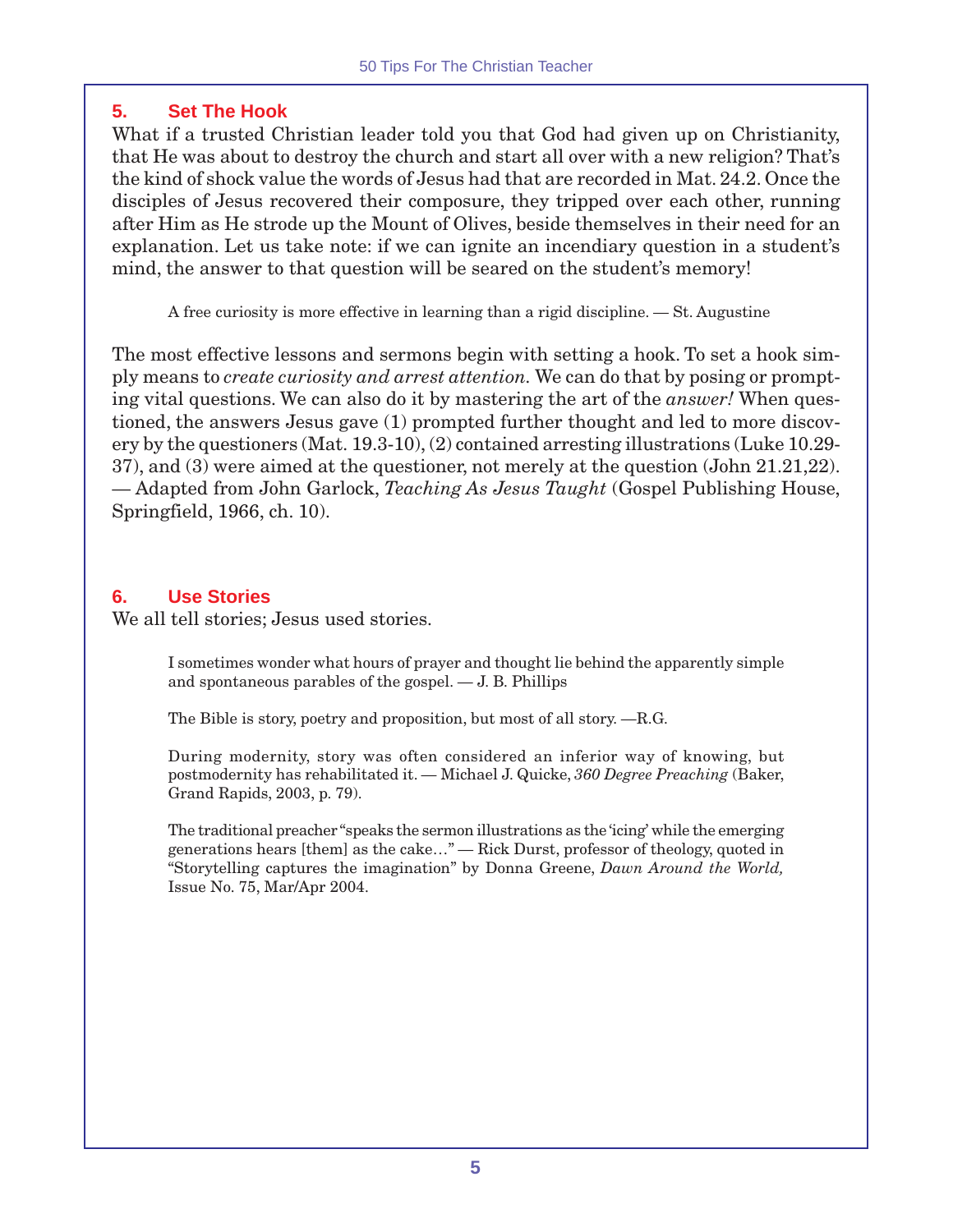## 5. Set The Hook

What if a trusted Christian leader told you that God had given up on Christianity, that He was about to destroy the church and start all over with a new religion? That's the kind of shock value the words of Jesus had that are recorded in Mat. 24.2. Once the disciples of Jesus recovered their composure, they tripped over each other, running after Him as He strode up the Mount of Olives, beside themselves in their need for an explanation. Let us take note: if we can ignite an incendiary question in a student's mind, the answer to that question will be seared on the student's memory!

> A free curiosity is more effective in learning than a rigid discipline. — St. Augustine

The most effective lessons and sermons begin with setting a hook. To set a hook simply means to *create curiosity and arrest attention.* We can do that by posing or prompting vital questions. We can also do it by mastering the art of the *answer!* When questioned, the answers Jesus gave (1) prompted further thought and led to more discovery by the questioners (Mat. 19.3-10), (2) contained arresting illustrations (Luke 10.29-37), and (3) were aimed at the questioner, not merely at the question (John 21.21,22). — Adapted from John Garlock, *Teaching As Jesus Taught* (Gospel Publishing House, Springfield, 1966, ch. 10).

## 6. Use Stories

We all tell stories; Jesus used stories.

> I sometimes wonder what hours of prayer and thought lie behind the apparently simple and spontaneous parables of the gospel. — J. B. Phillips

> The Bible is story, poetry and proposition, but most of all story. —R.G.

> During modernity, story was often considered an inferior way of knowing, but postmodernity has rehabilitated it. — Michael J. Quicke, *360 Degree Preaching* (Baker, Grand Rapids, 2003, p. 79).

> The traditional preacher "speaks the sermon illustrations as the 'icing' while the emerging generations hears [them] as the cake…" — Rick Durst, professor of theology, quoted in "Storytelling captures the imagination" by Donna Greene, *Dawn Around the World,* Issue No. 75, Mar/Apr 2004.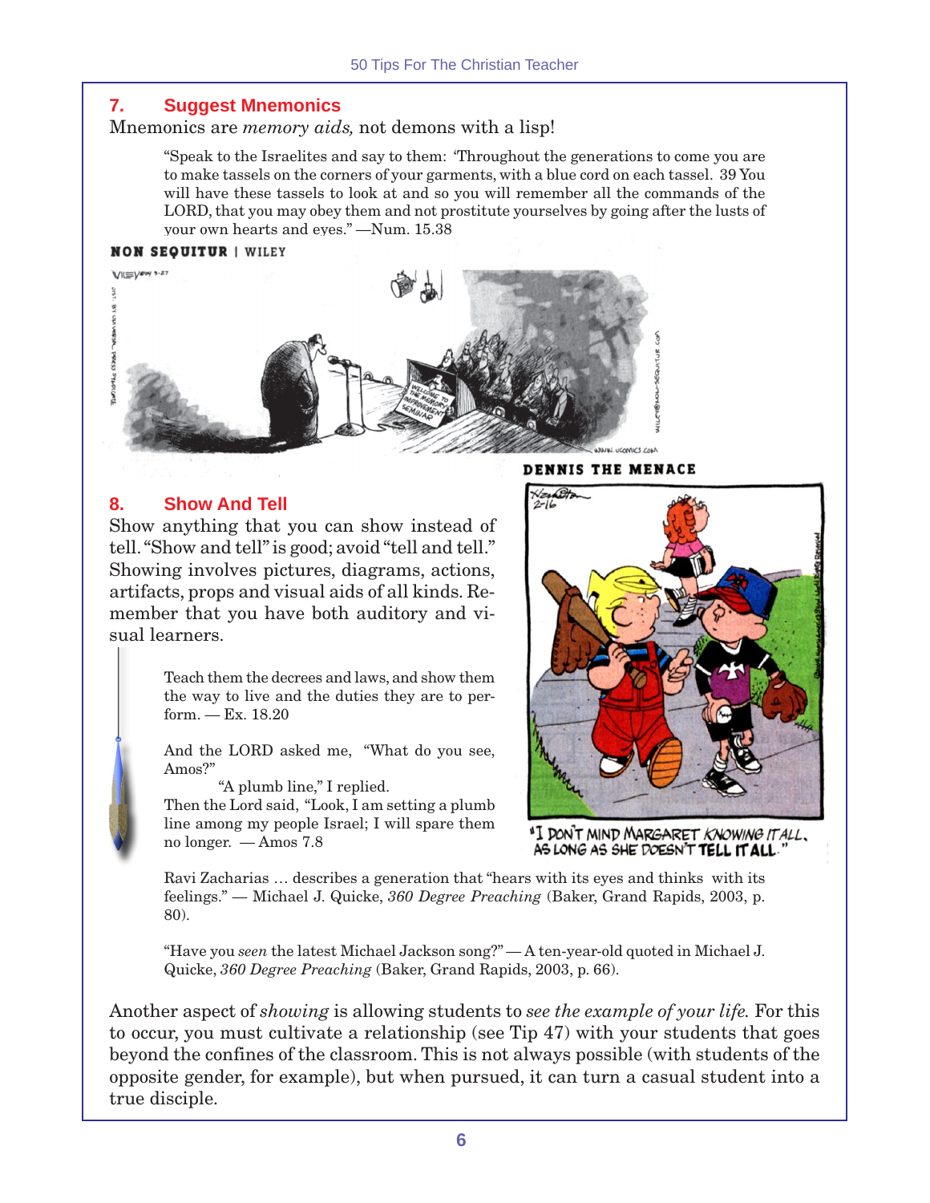## 7. Suggest Mnemonics

Mnemonics are *memory aids,* not demons with a lisp!

> "Speak to the Israelites and say to them: 'Throughout the generations to come you are to make tassels on the corners of your garments, with a blue cord on each tassel. 39 You will have these tassels to look at and so you will remember all the commands of the LORD, that you may obey them and not prostitute yourselves by going after the lusts of your own hearts and eyes." —Num. 15.38

NON SEQUITUR | WILEY

DENNIS THE MENACE

"I DON'T MIND MARGARET *KNOWING* IT ALL, AS LONG AS SHE DOESN'T **TELL IT ALL**."

## 8. Show And Tell

Show anything that you can show instead of tell. "Show and tell" is good; avoid "tell and tell." Showing involves pictures, diagrams, actions, artifacts, props and visual aids of all kinds. Remember that you have both auditory and visual learners.

> Teach them the decrees and laws, and show them the way to live and the duties they are to perform. — Ex. 18.20

> And the LORD asked me, "What do you see, Amos?"
>
> "A plumb line," I replied.
>
> Then the Lord said, "Look, I am setting a plumb line among my people Israel; I will spare them no longer. — Amos 7.8

> Ravi Zacharias … describes a generation that "hears with its eyes and thinks with its feelings." — Michael J. Quicke, *360 Degree Preaching* (Baker, Grand Rapids, 2003, p. 80).

> "Have you *seen* the latest Michael Jackson song?" — A ten-year-old quoted in Michael J. Quicke, *360 Degree Preaching* (Baker, Grand Rapids, 2003, p. 66).

Another aspect of *showing* is allowing students to *see the example of your life.* For this to occur, you must cultivate a relationship (see Tip 47) with your students that goes beyond the confines of the classroom. This is not always possible (with students of the opposite gender, for example), but when pursued, it can turn a casual student into a true disciple.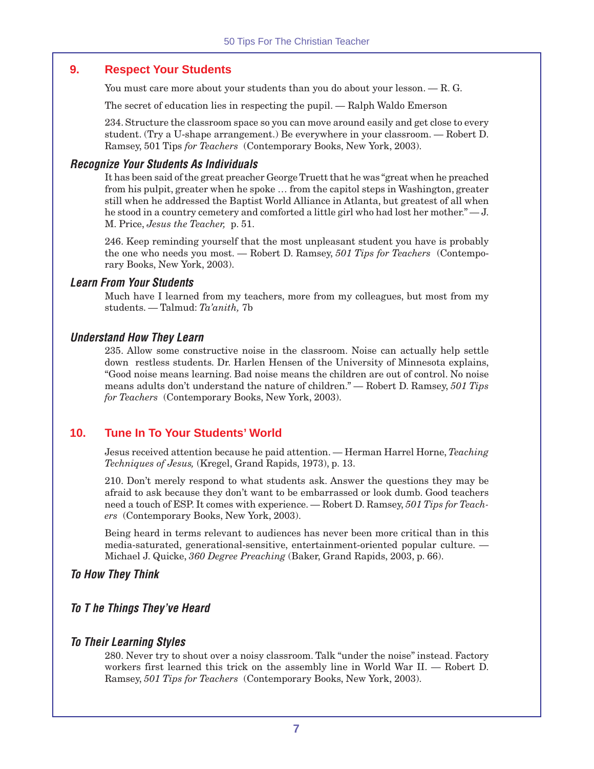## 9. Respect Your Students

You must care more about your students than you do about your lesson. — R. G.

The secret of education lies in respecting the pupil. — Ralph Waldo Emerson

234. Structure the classroom space so you can move around easily and get close to every student. (Try a U-shape arrangement.) Be everywhere in your classroom. — Robert D. Ramsey, 501 Tips *for Teachers* (Contemporary Books, New York, 2003).

### *Recognize Your Students As Individuals*

It has been said of the great preacher George Truett that he was "great when he preached from his pulpit, greater when he spoke … from the capitol steps in Washington, greater still when he addressed the Baptist World Alliance in Atlanta, but greatest of all when he stood in a country cemetery and comforted a little girl who had lost her mother." — J. M. Price, *Jesus the Teacher,* p. 51.

246. Keep reminding yourself that the most unpleasant student you have is probably the one who needs you most. — Robert D. Ramsey, *501 Tips for Teachers* (Contemporary Books, New York, 2003).

### *Learn From Your Students*

Much have I learned from my teachers, more from my colleagues, but most from my students. — Talmud: *Ta'anith,* 7b

### *Understand How They Learn*

235. Allow some constructive noise in the classroom. Noise can actually help settle down restless students. Dr. Harlen Hensen of the University of Minnesota explains, "Good noise means learning. Bad noise means the children are out of control. No noise means adults don't understand the nature of children." — Robert D. Ramsey, *501 Tips for Teachers* (Contemporary Books, New York, 2003).

## 10. Tune In To Your Students' World

Jesus received attention because he paid attention. — Herman Harrel Horne, *Teaching Techniques of Jesus,* (Kregel, Grand Rapids, 1973), p. 13.

210. Don't merely respond to what students ask. Answer the questions they may be afraid to ask because they don't want to be embarrassed or look dumb. Good teachers need a touch of ESP. It comes with experience. — Robert D. Ramsey, *501 Tips for Teachers* (Contemporary Books, New York, 2003).

Being heard in terms relevant to audiences has never been more critical than in this media-saturated, generational-sensitive, entertainment-oriented popular culture. — Michael J. Quicke, *360 Degree Preaching* (Baker, Grand Rapids, 2003, p. 66).

### *To How They Think*

### *To T he Things They've Heard*

### *To Their Learning Styles*

280. Never try to shout over a noisy classroom. Talk "under the noise" instead. Factory workers first learned this trick on the assembly line in World War II. — Robert D. Ramsey, *501 Tips for Teachers* (Contemporary Books, New York, 2003).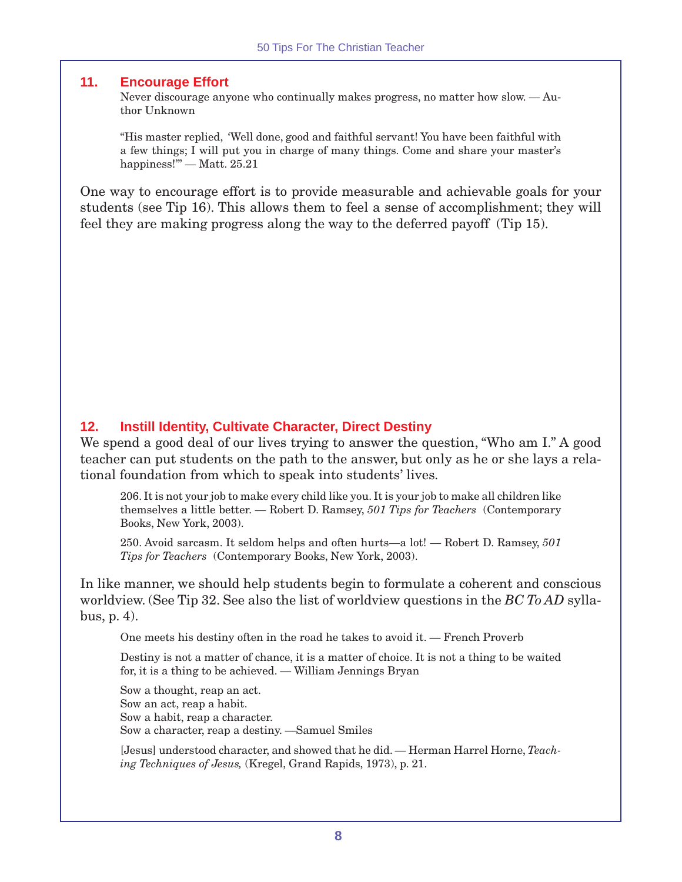## 11. Encourage Effort

> Never discourage anyone who continually makes progress, no matter how slow. — Author Unknown
>
> "His master replied, 'Well done, good and faithful servant! You have been faithful with a few things; I will put you in charge of many things. Come and share your master's happiness!'" — Matt. 25.21

One way to encourage effort is to provide measurable and achievable goals for your students (see Tip 16). This allows them to feel a sense of accomplishment; they will feel they are making progress along the way to the deferred payoff (Tip 15).

## 12. Instill Identity, Cultivate Character, Direct Destiny

We spend a good deal of our lives trying to answer the question, "Who am I." A good teacher can put students on the path to the answer, but only as he or she lays a relational foundation from which to speak into students' lives.

> 206. It is not your job to make every child like you. It is your job to make all children like themselves a little better. — Robert D. Ramsey, *501 Tips for Teachers* (Contemporary Books, New York, 2003).
>
> 250. Avoid sarcasm. It seldom helps and often hurts—a lot! — Robert D. Ramsey, *501 Tips for Teachers* (Contemporary Books, New York, 2003).

In like manner, we should help students begin to formulate a coherent and conscious worldview. (See Tip 32. See also the list of worldview questions in the *BC To AD* syllabus, p. 4).

> One meets his destiny often in the road he takes to avoid it. — French Proverb
>
> Destiny is not a matter of chance, it is a matter of choice. It is not a thing to be waited for, it is a thing to be achieved. — William Jennings Bryan
>
> Sow a thought, reap an act.
> Sow an act, reap a habit.
> Sow a habit, reap a character.
> Sow a character, reap a destiny. —Samuel Smiles
>
> [Jesus] understood character, and showed that he did. — Herman Harrel Horne, *Teaching Techniques of Jesus,* (Kregel, Grand Rapids, 1973), p. 21.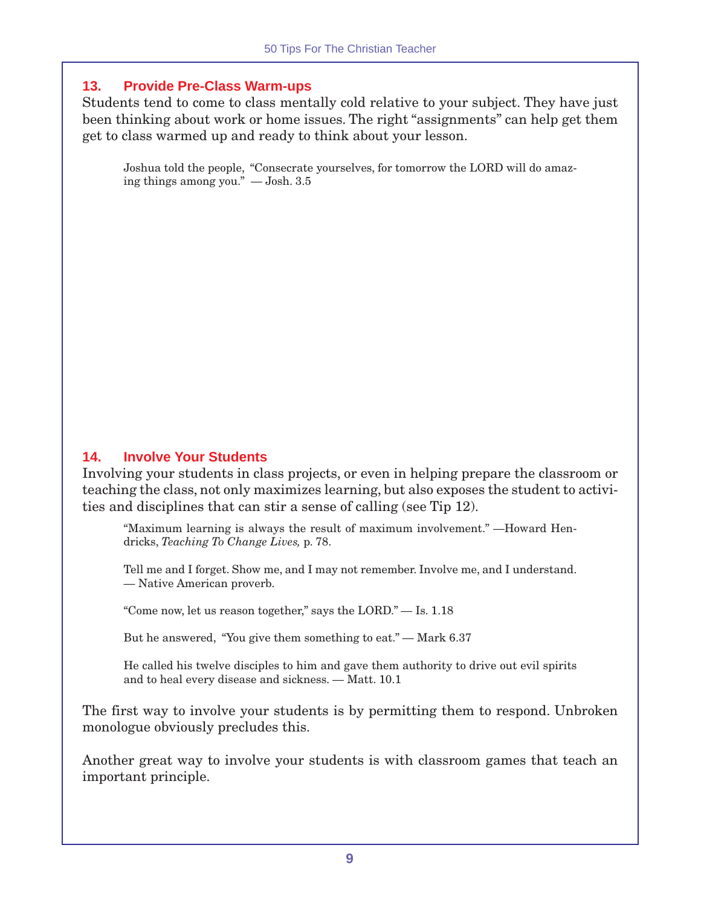## 13. Provide Pre-Class Warm-ups

Students tend to come to class mentally cold relative to your subject. They have just been thinking about work or home issues. The right "assignments" can help get them get to class warmed up and ready to think about your lesson.

> Joshua told the people, "Consecrate yourselves, for tomorrow the LORD will do amazing things among you." — Josh. 3.5

## 14. Involve Your Students

Involving your students in class projects, or even in helping prepare the classroom or teaching the class, not only maximizes learning, but also exposes the student to activities and disciplines that can stir a sense of calling (see Tip 12).

> "Maximum learning is always the result of maximum involvement." —Howard Hendricks, *Teaching To Change Lives,* p. 78.

> Tell me and I forget. Show me, and I may not remember. Involve me, and I understand. — Native American proverb.

> "Come now, let us reason together," says the LORD." — Is. 1.18

> But he answered, "You give them something to eat." — Mark 6.37

> He called his twelve disciples to him and gave them authority to drive out evil spirits and to heal every disease and sickness. — Matt. 10.1

The first way to involve your students is by permitting them to respond. Unbroken monologue obviously precludes this.

Another great way to involve your students is with classroom games that teach an important principle.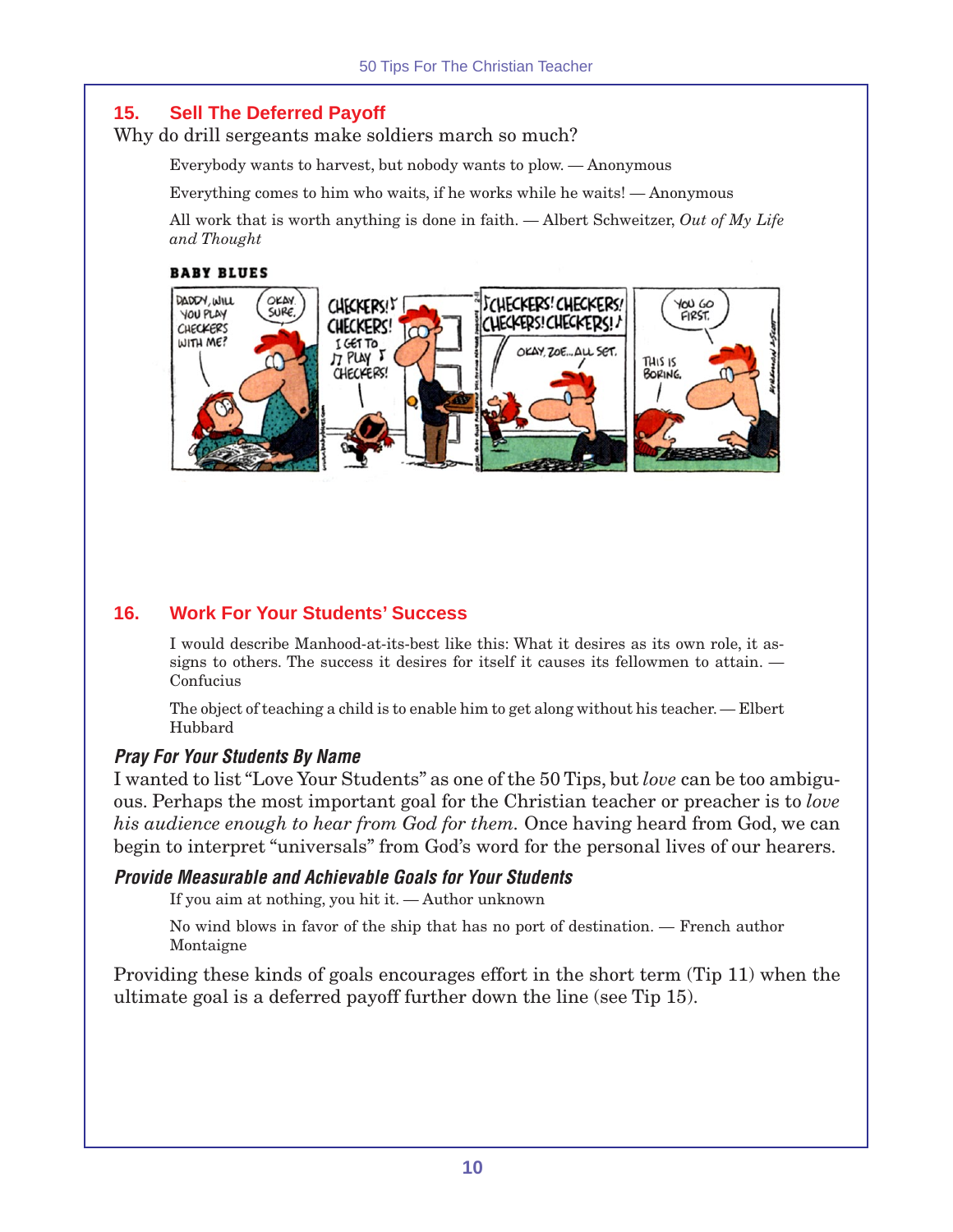## 15. Sell The Deferred Payoff

Why do drill sergeants make soldiers march so much?

> Everybody wants to harvest, but nobody wants to plow. — Anonymous
>
> Everything comes to him who waits, if he works while he waits! — Anonymous
>
> All work that is worth anything is done in faith. — Albert Schweitzer, *Out of My Life and Thought*

## 16. Work For Your Students' Success

> I would describe Manhood-at-its-best like this: What it desires as its own role, it assigns to others. The success it desires for itself it causes its fellowmen to attain. — Confucius
>
> The object of teaching a child is to enable him to get along without his teacher. — Elbert Hubbard

### *Pray For Your Students By Name*

I wanted to list "Love Your Students" as one of the 50 Tips, but *love* can be too ambiguous. Perhaps the most important goal for the Christian teacher or preacher is to *love his audience enough to hear from God for them.* Once having heard from God, we can begin to interpret "universals" from God's word for the personal lives of our hearers.

### *Provide Measurable and Achievable Goals for Your Students*

> If you aim at nothing, you hit it. — Author unknown
>
> No wind blows in favor of the ship that has no port of destination. — French author Montaigne

Providing these kinds of goals encourages effort in the short term (Tip 11) when the ultimate goal is a deferred payoff further down the line (see Tip 15).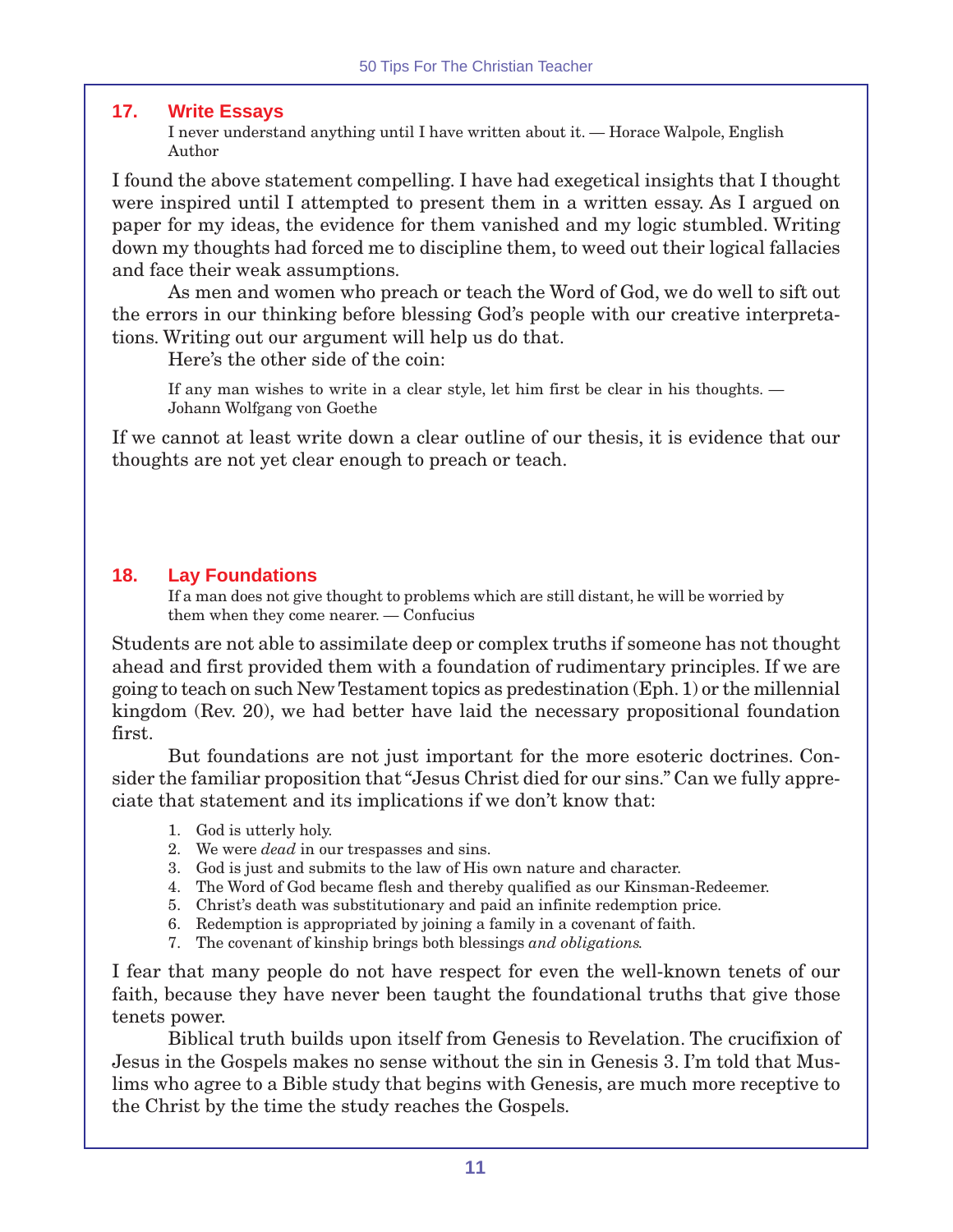## 17. Write Essays

> I never understand anything until I have written about it. — Horace Walpole, English Author

I found the above statement compelling. I have had exegetical insights that I thought were inspired until I attempted to present them in a written essay. As I argued on paper for my ideas, the evidence for them vanished and my logic stumbled. Writing down my thoughts had forced me to discipline them, to weed out their logical fallacies and face their weak assumptions.

As men and women who preach or teach the Word of God, we do well to sift out the errors in our thinking before blessing God's people with our creative interpretations. Writing out our argument will help us do that.

Here's the other side of the coin:

> If any man wishes to write in a clear style, let him first be clear in his thoughts. — Johann Wolfgang von Goethe

If we cannot at least write down a clear outline of our thesis, it is evidence that our thoughts are not yet clear enough to preach or teach.

## 18. Lay Foundations

> If a man does not give thought to problems which are still distant, he will be worried by them when they come nearer. — Confucius

Students are not able to assimilate deep or complex truths if someone has not thought ahead and first provided them with a foundation of rudimentary principles. If we are going to teach on such New Testament topics as predestination (Eph. 1) or the millennial kingdom (Rev. 20), we had better have laid the necessary propositional foundation first.

But foundations are not just important for the more esoteric doctrines. Consider the familiar proposition that "Jesus Christ died for our sins." Can we fully appreciate that statement and its implications if we don't know that:

1. God is utterly holy.
2. We were *dead* in our trespasses and sins.
3. God is just and submits to the law of His own nature and character.
4. The Word of God became flesh and thereby qualified as our Kinsman-Redeemer.
5. Christ's death was substitutionary and paid an infinite redemption price.
6. Redemption is appropriated by joining a family in a covenant of faith.
7. The covenant of kinship brings both blessings *and obligations*.

I fear that many people do not have respect for even the well-known tenets of our faith, because they have never been taught the foundational truths that give those tenets power.

Biblical truth builds upon itself from Genesis to Revelation. The crucifixion of Jesus in the Gospels makes no sense without the sin in Genesis 3. I'm told that Muslims who agree to a Bible study that begins with Genesis, are much more receptive to the Christ by the time the study reaches the Gospels.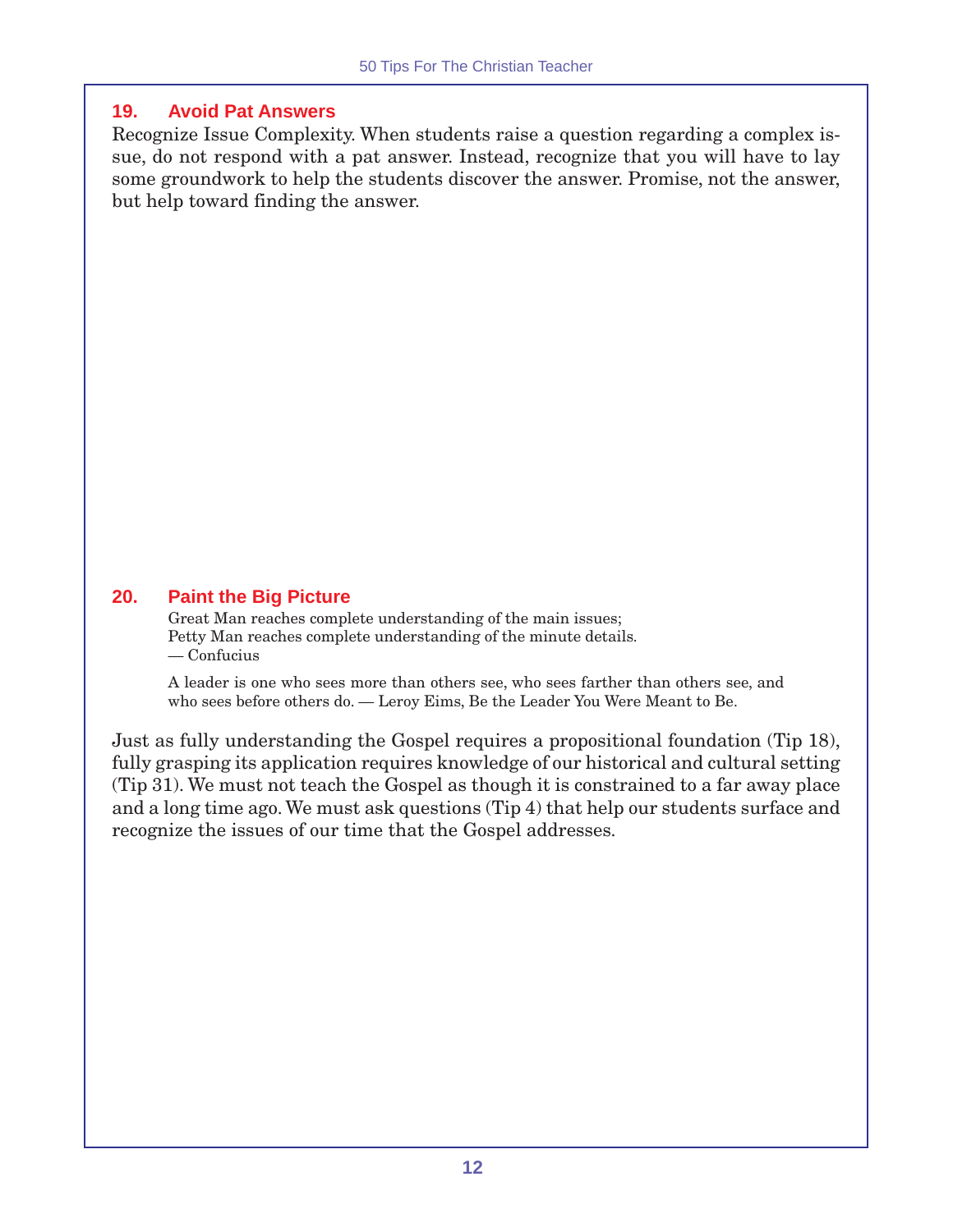### 19. Avoid Pat Answers

Recognize Issue Complexity. When students raise a question regarding a complex issue, do not respond with a pat answer. Instead, recognize that you will have to lay some groundwork to help the students discover the answer. Promise, not the answer, but help toward finding the answer.

### 20. Paint the Big Picture

> Great Man reaches complete understanding of the main issues;
> Petty Man reaches complete understanding of the minute details.
> — Confucius

> A leader is one who sees more than others see, who sees farther than others see, and who sees before others do. — Leroy Eims, Be the Leader You Were Meant to Be.

Just as fully understanding the Gospel requires a propositional foundation (Tip 18), fully grasping its application requires knowledge of our historical and cultural setting (Tip 31). We must not teach the Gospel as though it is constrained to a far away place and a long time ago. We must ask questions (Tip 4) that help our students surface and recognize the issues of our time that the Gospel addresses.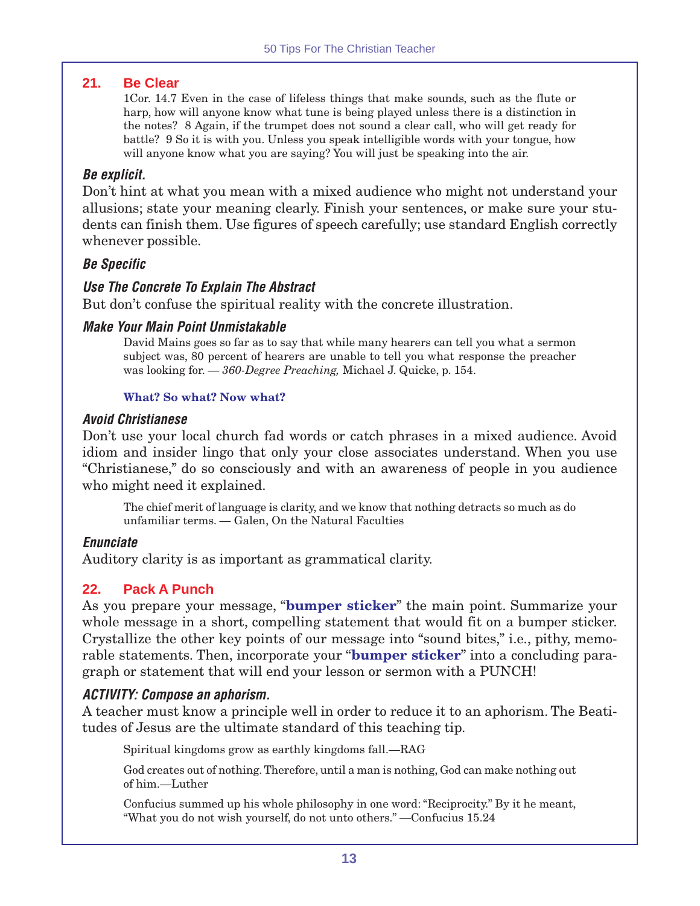## 21. Be Clear

> 1Cor. 14.7 Even in the case of lifeless things that make sounds, such as the flute or harp, how will anyone know what tune is being played unless there is a distinction in the notes? 8 Again, if the trumpet does not sound a clear call, who will get ready for battle? 9 So it is with you. Unless you speak intelligible words with your tongue, how will anyone know what you are saying? You will just be speaking into the air.

### *Be explicit.*

Don't hint at what you mean with a mixed audience who might not understand your allusions; state your meaning clearly. Finish your sentences, or make sure your students can finish them. Use figures of speech carefully; use standard English correctly whenever possible.

### *Be Specific*

### *Use The Concrete To Explain The Abstract*

But don't confuse the spiritual reality with the concrete illustration.

### *Make Your Main Point Unmistakable*

> David Mains goes so far as to say that while many hearers can tell you what a sermon subject was, 80 percent of hearers are unable to tell you what response the preacher was looking for. — *360-Degree Preaching,* Michael J. Quicke, p. 154.

> **What? So what? Now what?**

### *Avoid Christianese*

Don't use your local church fad words or catch phrases in a mixed audience. Avoid idiom and insider lingo that only your close associates understand. When you use "Christianese," do so consciously and with an awareness of people in you audience who might need it explained.

> The chief merit of language is clarity, and we know that nothing detracts so much as do unfamiliar terms. — Galen, On the Natural Faculties

### *Enunciate*

Auditory clarity is as important as grammatical clarity.

## 22. Pack A Punch

As you prepare your message, "**bumper sticker**" the main point. Summarize your whole message in a short, compelling statement that would fit on a bumper sticker. Crystallize the other key points of our message into "sound bites," i.e., pithy, memorable statements. Then, incorporate your "**bumper sticker**" into a concluding paragraph or statement that will end your lesson or sermon with a PUNCH!

### *ACTIVITY: Compose an aphorism.*

A teacher must know a principle well in order to reduce it to an aphorism. The Beatitudes of Jesus are the ultimate standard of this teaching tip.

> Spiritual kingdoms grow as earthly kingdoms fall.—RAG

> God creates out of nothing. Therefore, until a man is nothing, God can make nothing out of him.—Luther

> Confucius summed up his whole philosophy in one word: "Reciprocity." By it he meant, "What you do not wish yourself, do not unto others." —Confucius 15.24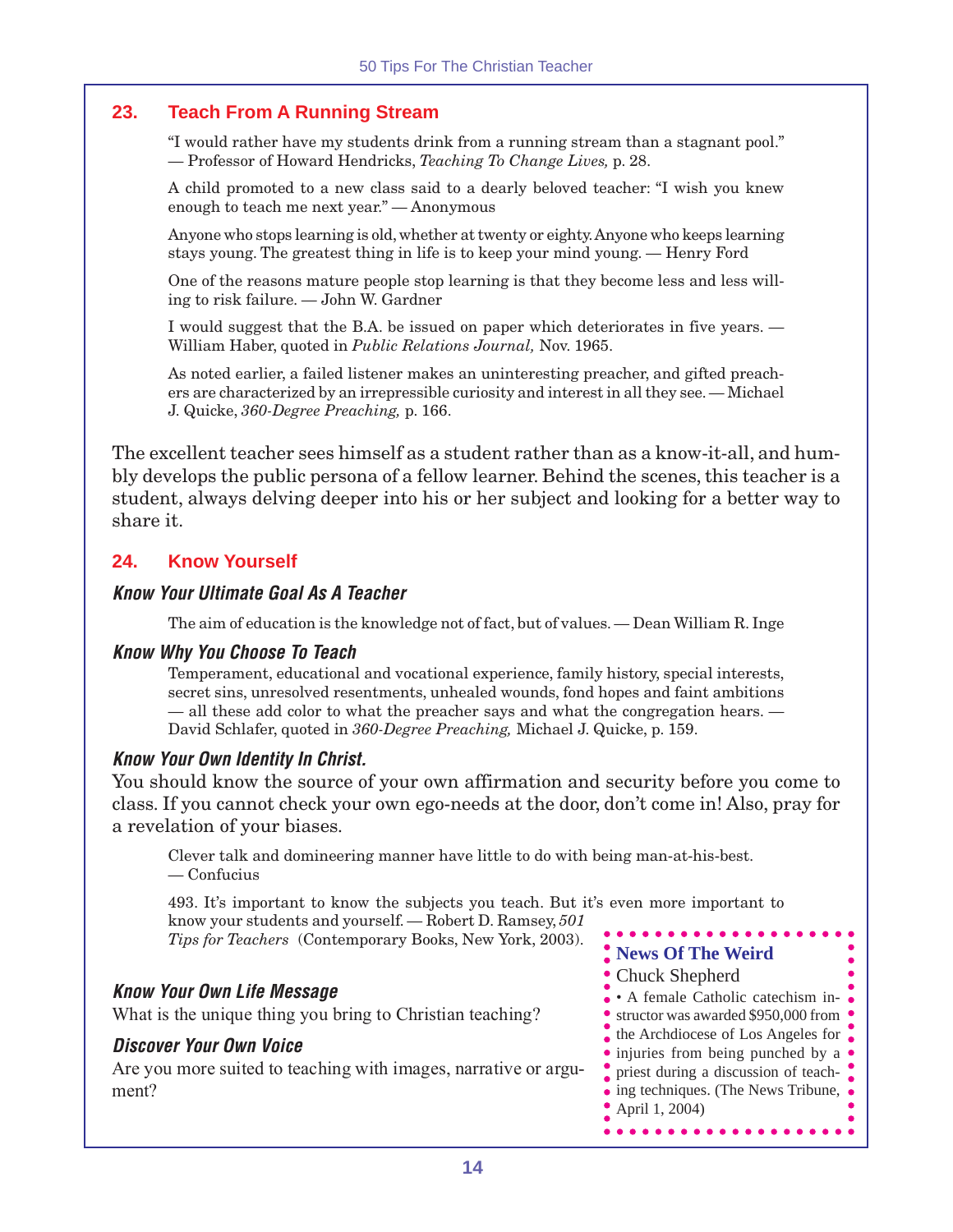## 23. Teach From A Running Stream

"I would rather have my students drink from a running stream than a stagnant pool." — Professor of Howard Hendricks, *Teaching To Change Lives,* p. 28.

A child promoted to a new class said to a dearly beloved teacher: "I wish you knew enough to teach me next year." — Anonymous

Anyone who stops learning is old, whether at twenty or eighty. Anyone who keeps learning stays young. The greatest thing in life is to keep your mind young. — Henry Ford

One of the reasons mature people stop learning is that they become less and less willing to risk failure. — John W. Gardner

I would suggest that the B.A. be issued on paper which deteriorates in five years. — William Haber, quoted in *Public Relations Journal,* Nov. 1965.

As noted earlier, a failed listener makes an uninteresting preacher, and gifted preachers are characterized by an irrepressible curiosity and interest in all they see. — Michael J. Quicke, *360-Degree Preaching,* p. 166.

The excellent teacher sees himself as a student rather than as a know-it-all, and humbly develops the public persona of a fellow learner. Behind the scenes, this teacher is a student, always delving deeper into his or her subject and looking for a better way to share it.

## 24. Know Yourself

### *Know Your Ultimate Goal As A Teacher*

The aim of education is the knowledge not of fact, but of values. — Dean William R. Inge

### *Know Why You Choose To Teach*

Temperament, educational and vocational experience, family history, special interests, secret sins, unresolved resentments, unhealed wounds, fond hopes and faint ambitions — all these add color to what the preacher says and what the congregation hears. — David Schlafer, quoted in *360-Degree Preaching,* Michael J. Quicke, p. 159.

### *Know Your Own Identity In Christ.*

You should know the source of your own affirmation and security before you come to class. If you cannot check your own ego-needs at the door, don't come in! Also, pray for a revelation of your biases.

Clever talk and domineering manner have little to do with being man-at-his-best. — Confucius

493. It's important to know the subjects you teach. But it's even more important to know your students and yourself. — Robert D. Ramsey, *501 Tips for Teachers* (Contemporary Books, New York, 2003).

### *Know Your Own Life Message*

What is the unique thing you bring to Christian teaching?

### *Discover Your Own Voice*

Are you more suited to teaching with images, narrative or argument?

**News Of The Weird**
Chuck Shepherd

• A female Catholic catechism instructor was awarded $950,000 from the Archdiocese of Los Angeles for injuries from being punched by a priest during a discussion of teaching techniques. (The News Tribune, April 1, 2004)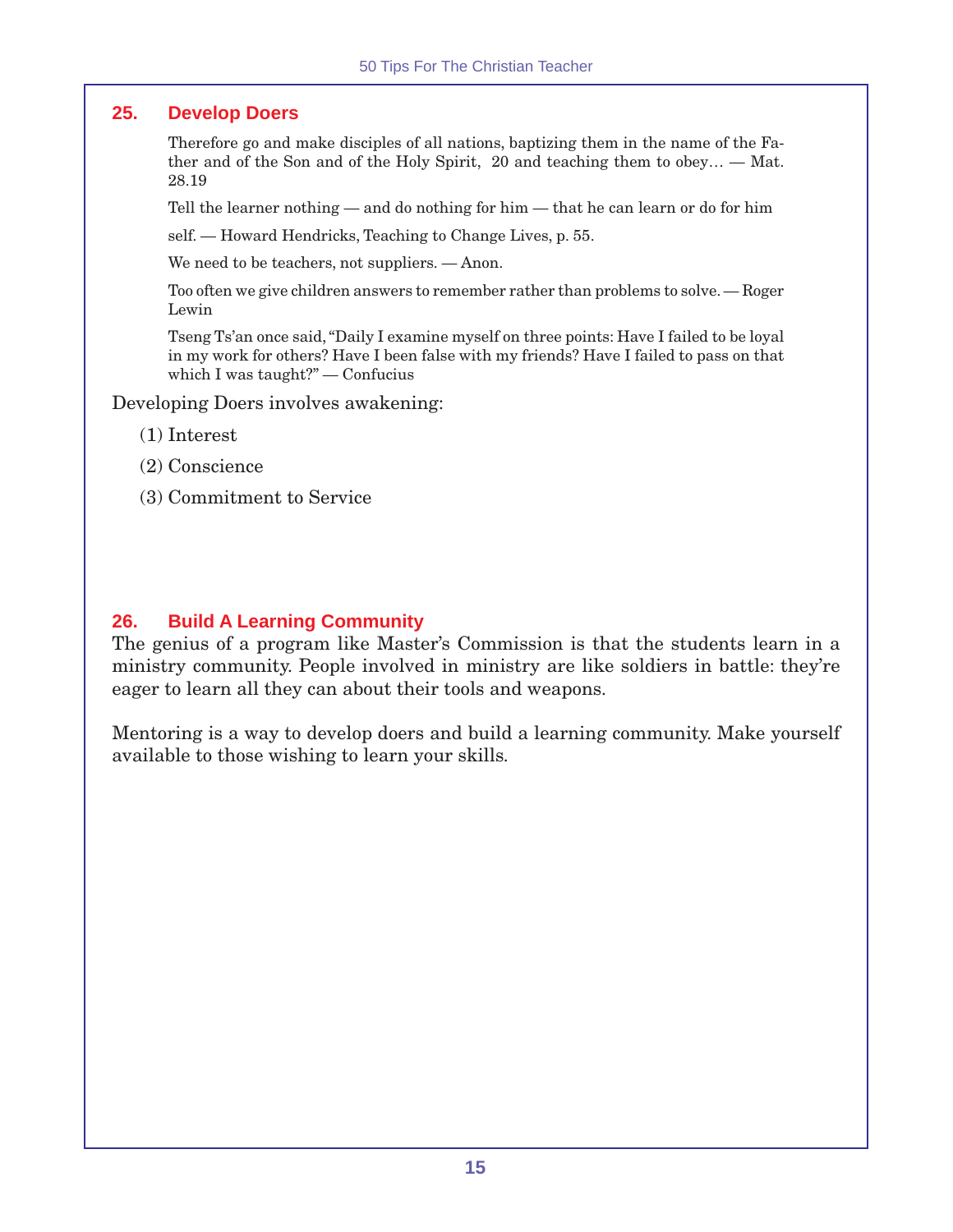## 25. Develop Doers

Therefore go and make disciples of all nations, baptizing them in the name of the Father and of the Son and of the Holy Spirit, 20 and teaching them to obey… — Mat. 28.19

Tell the learner nothing — and do nothing for him — that he can learn or do for him

self. — Howard Hendricks, Teaching to Change Lives, p. 55.

We need to be teachers, not suppliers. — Anon.

Too often we give children answers to remember rather than problems to solve. — Roger Lewin

Tseng Ts'an once said, "Daily I examine myself on three points: Have I failed to be loyal in my work for others? Have I been false with my friends? Have I failed to pass on that which I was taught?" — Confucius

Developing Doers involves awakening:

(1) Interest

(2) Conscience

(3) Commitment to Service

## 26. Build A Learning Community

The genius of a program like Master's Commission is that the students learn in a ministry community. People involved in ministry are like soldiers in battle: they're eager to learn all they can about their tools and weapons.

Mentoring is a way to develop doers and build a learning community. Make yourself available to those wishing to learn your skills.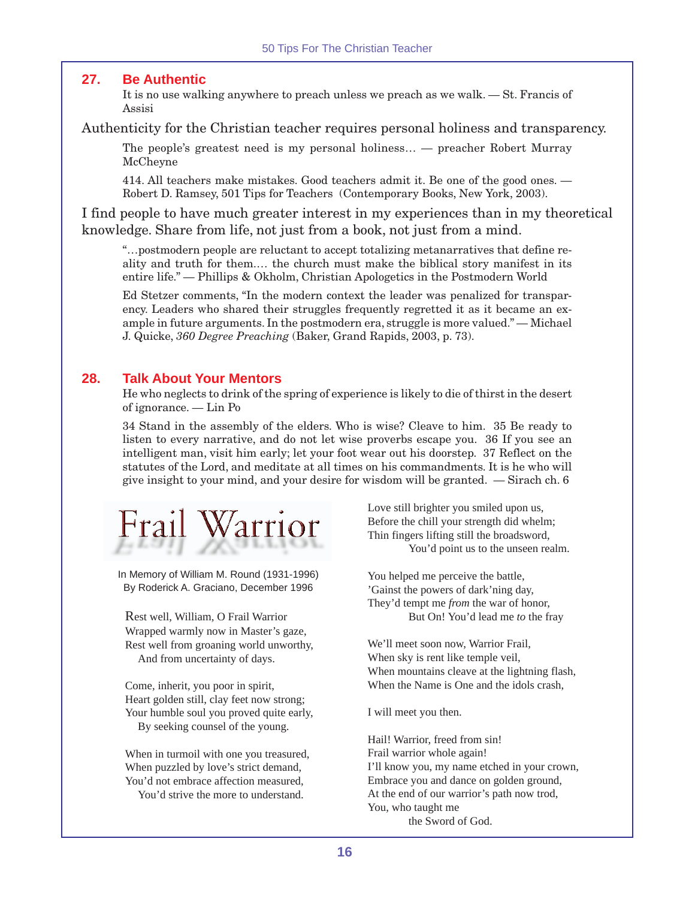## 27. Be Authentic

It is no use walking anywhere to preach unless we preach as we walk. — St. Francis of Assisi

Authenticity for the Christian teacher requires personal holiness and transparency.

The people's greatest need is my personal holiness… — preacher Robert Murray McCheyne

414. All teachers make mistakes. Good teachers admit it. Be one of the good ones. — Robert D. Ramsey, 501 Tips for Teachers (Contemporary Books, New York, 2003).

I find people to have much greater interest in my experiences than in my theoretical knowledge. Share from life, not just from a book, not just from a mind.

"…postmodern people are reluctant to accept totalizing metanarratives that define reality and truth for them.… the church must make the biblical story manifest in its entire life." — Phillips & Okholm, Christian Apologetics in the Postmodern World

Ed Stetzer comments, "In the modern context the leader was penalized for transparency. Leaders who shared their struggles frequently regretted it as it became an example in future arguments. In the postmodern era, struggle is more valued." — Michael J. Quicke, *360 Degree Preaching* (Baker, Grand Rapids, 2003, p. 73).

## 28. Talk About Your Mentors

He who neglects to drink of the spring of experience is likely to die of thirst in the desert of ignorance. — Lin Po

34 Stand in the assembly of the elders. Who is wise? Cleave to him. 35 Be ready to listen to every narrative, and do not let wise proverbs escape you. 36 If you see an intelligent man, visit him early; let your foot wear out his doorstep. 37 Reflect on the statutes of the Lord, and meditate at all times on his commandments. It is he who will give insight to your mind, and your desire for wisdom will be granted. — Sirach ch. 6

### Frail Warrior

In Memory of William M. Round (1931-1996)
By Roderick A. Graciano, December 1996

Rest well, William, O Frail Warrior
Wrapped warmly now in Master's gaze,
Rest well from groaning world unworthy,
And from uncertainty of days.

Come, inherit, you poor in spirit,
Heart golden still, clay feet now strong;
Your humble soul you proved quite early,
By seeking counsel of the young.

When in turmoil with one you treasured,
When puzzled by love's strict demand,
You'd not embrace affection measured,
You'd strive the more to understand.

Love still brighter you smiled upon us,
Before the chill your strength did whelm;
Thin fingers lifting still the broadsword,
You'd point us to the unseen realm.

You helped me perceive the battle,
'Gainst the powers of dark'ning day,
They'd tempt me *from* the war of honor,
But On! You'd lead me *to* the fray

We'll meet soon now, Warrior Frail,
When sky is rent like temple veil,
When mountains cleave at the lightning flash,
When the Name is One and the idols crash,

I will meet you then.

Hail! Warrior, freed from sin!
Frail warrior whole again!
I'll know you, my name etched in your crown,
Embrace you and dance on golden ground,
At the end of our warrior's path now trod,
You, who taught me
the Sword of God.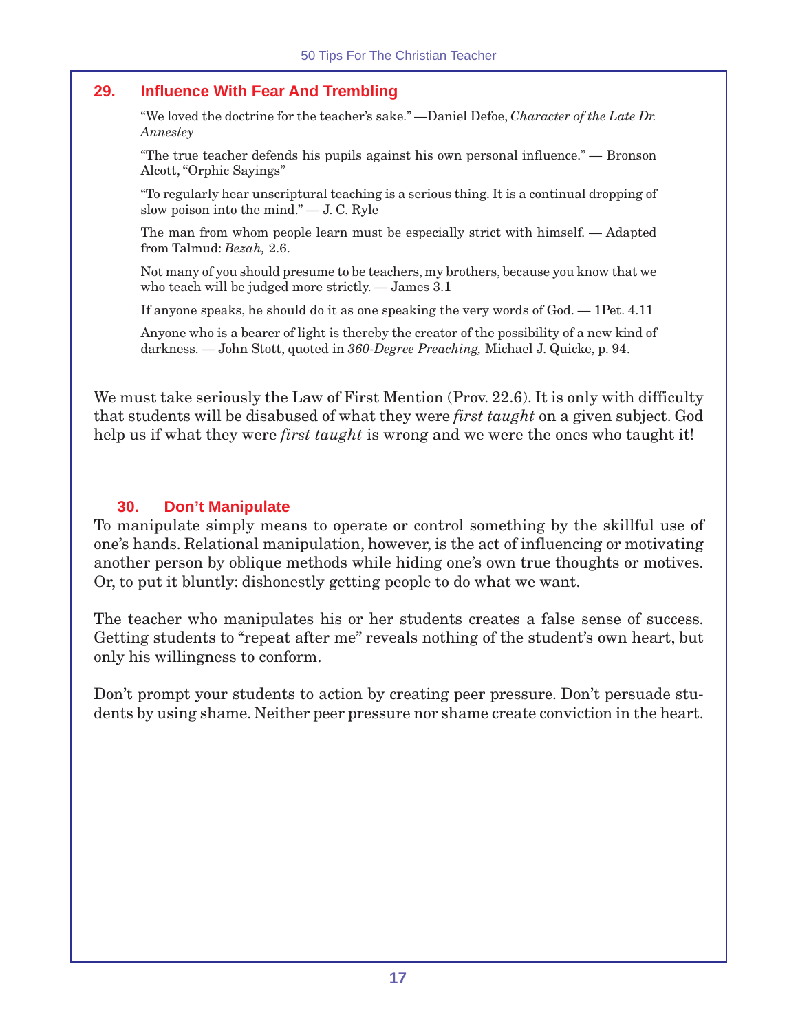## 29. Influence With Fear And Trembling

> "We loved the doctrine for the teacher's sake." —Daniel Defoe, *Character of the Late Dr. Annesley*
>
> "The true teacher defends his pupils against his own personal influence." — Bronson Alcott, "Orphic Sayings"
>
> "To regularly hear unscriptural teaching is a serious thing. It is a continual dropping of slow poison into the mind." — J. C. Ryle
>
> The man from whom people learn must be especially strict with himself. — Adapted from Talmud: *Bezah,* 2.6.
>
> Not many of you should presume to be teachers, my brothers, because you know that we who teach will be judged more strictly. — James 3.1
>
> If anyone speaks, he should do it as one speaking the very words of God. — 1Pet. 4.11
>
> Anyone who is a bearer of light is thereby the creator of the possibility of a new kind of darkness. — John Stott, quoted in *360-Degree Preaching,* Michael J. Quicke, p. 94.

We must take seriously the Law of First Mention (Prov. 22.6). It is only with difficulty that students will be disabused of what they were *first taught* on a given subject. God help us if what they were *first taught* is wrong and we were the ones who taught it!

## 30. Don't Manipulate

To manipulate simply means to operate or control something by the skillful use of one's hands. Relational manipulation, however, is the act of influencing or motivating another person by oblique methods while hiding one's own true thoughts or motives. Or, to put it bluntly: dishonestly getting people to do what we want.

The teacher who manipulates his or her students creates a false sense of success. Getting students to "repeat after me" reveals nothing of the student's own heart, but only his willingness to conform.

Don't prompt your students to action by creating peer pressure. Don't persuade students by using shame. Neither peer pressure nor shame create conviction in the heart.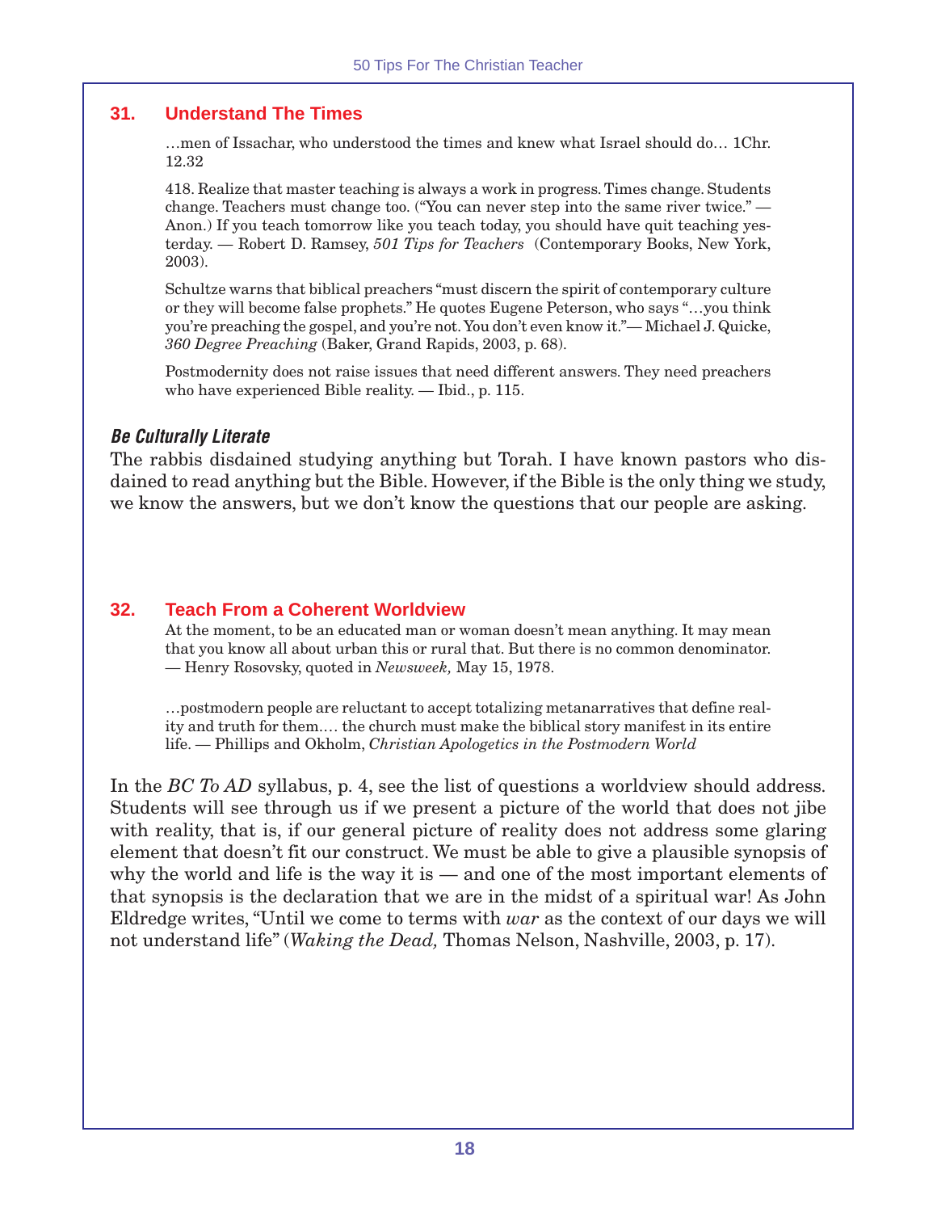## 31. Understand The Times

…men of Issachar, who understood the times and knew what Israel should do… 1Chr. 12.32

418. Realize that master teaching is always a work in progress. Times change. Students change. Teachers must change too. ("You can never step into the same river twice." — Anon.) If you teach tomorrow like you teach today, you should have quit teaching yesterday. — Robert D. Ramsey, *501 Tips for Teachers* (Contemporary Books, New York, 2003).

Schultze warns that biblical preachers "must discern the spirit of contemporary culture or they will become false prophets." He quotes Eugene Peterson, who says "…you think you're preaching the gospel, and you're not. You don't even know it."— Michael J. Quicke, *360 Degree Preaching* (Baker, Grand Rapids, 2003, p. 68).

Postmodernity does not raise issues that need different answers. They need preachers who have experienced Bible reality. — Ibid., p. 115.

### *Be Culturally Literate*

The rabbis disdained studying anything but Torah. I have known pastors who disdained to read anything but the Bible. However, if the Bible is the only thing we study, we know the answers, but we don't know the questions that our people are asking.

## 32. Teach From a Coherent Worldview

At the moment, to be an educated man or woman doesn't mean anything. It may mean that you know all about urban this or rural that. But there is no common denominator. — Henry Rosovsky, quoted in *Newsweek,* May 15, 1978.

…postmodern people are reluctant to accept totalizing metanarratives that define reality and truth for them.… the church must make the biblical story manifest in its entire life. — Phillips and Okholm, *Christian Apologetics in the Postmodern World*

In the *BC To AD* syllabus, p. 4, see the list of questions a worldview should address. Students will see through us if we present a picture of the world that does not jibe with reality, that is, if our general picture of reality does not address some glaring element that doesn't fit our construct. We must be able to give a plausible synopsis of why the world and life is the way it is — and one of the most important elements of that synopsis is the declaration that we are in the midst of a spiritual war! As John Eldredge writes, "Until we come to terms with *war* as the context of our days we will not understand life" (*Waking the Dead,* Thomas Nelson, Nashville, 2003, p. 17).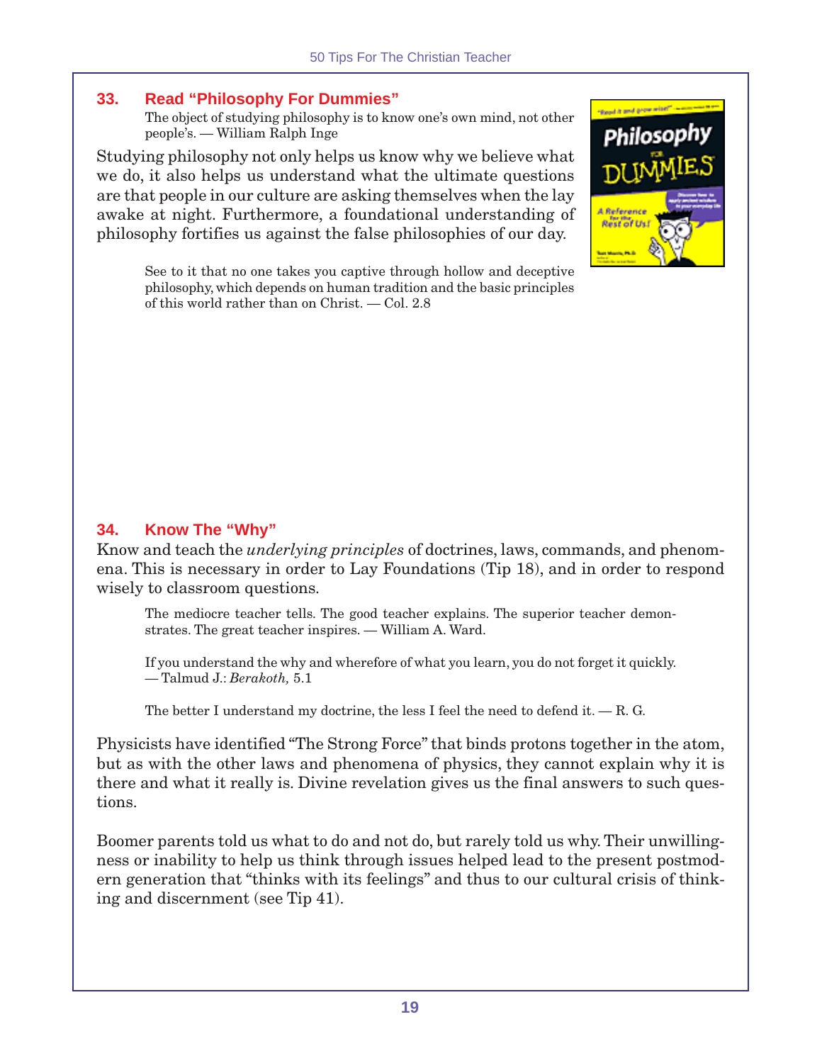## 33. Read "Philosophy For Dummies"

> The object of studying philosophy is to know one's own mind, not other people's. — William Ralph Inge

Studying philosophy not only helps us know why we believe what we do, it also helps us understand what the ultimate questions are that people in our culture are asking themselves when the lay awake at night. Furthermore, a foundational understanding of philosophy fortifies us against the false philosophies of our day.

> See to it that no one takes you captive through hollow and deceptive philosophy, which depends on human tradition and the basic principles of this world rather than on Christ. — Col. 2.8

## 34. Know The "Why"

Know and teach the *underlying principles* of doctrines, laws, commands, and phenomena. This is necessary in order to Lay Foundations (Tip 18), and in order to respond wisely to classroom questions.

> The mediocre teacher tells. The good teacher explains. The superior teacher demonstrates. The great teacher inspires. — William A. Ward.

> If you understand the why and wherefore of what you learn, you do not forget it quickly. — Talmud J.: *Berakoth,* 5.1

> The better I understand my doctrine, the less I feel the need to defend it. — R. G.

Physicists have identified "The Strong Force" that binds protons together in the atom, but as with the other laws and phenomena of physics, they cannot explain why it is there and what it really is. Divine revelation gives us the final answers to such questions.

Boomer parents told us what to do and not do, but rarely told us why. Their unwillingness or inability to help us think through issues helped lead to the present postmodern generation that "thinks with its feelings" and thus to our cultural crisis of thinking and discernment (see Tip 41).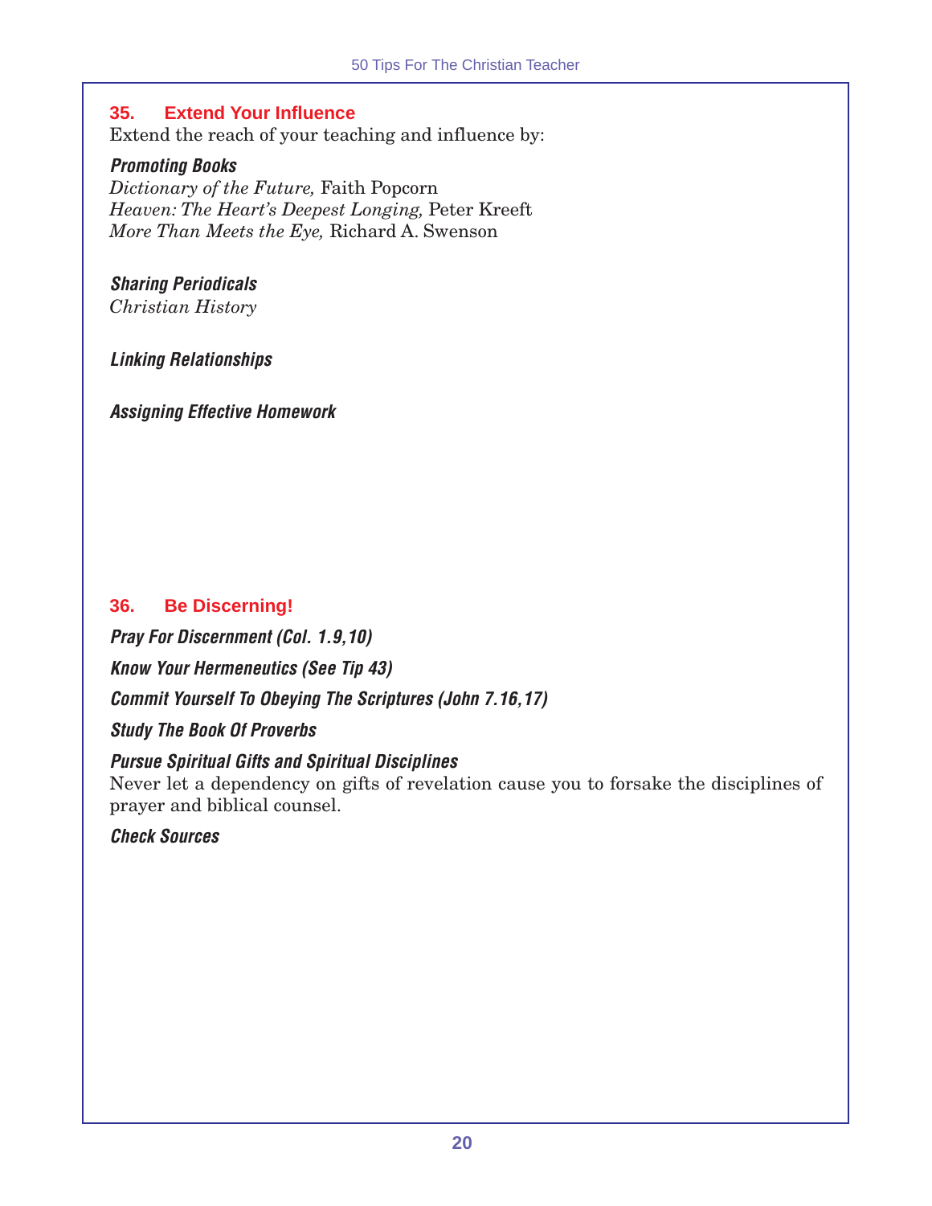## 35. Extend Your Influence

Extend the reach of your teaching and influence by:

***Promoting Books***

*Dictionary of the Future,* Faith Popcorn
*Heaven: The Heart's Deepest Longing,* Peter Kreeft
*More Than Meets the Eye,* Richard A. Swenson

***Sharing Periodicals***

*Christian History*

***Linking Relationships***

***Assigning Effective Homework***

## 36. Be Discerning!

***Pray For Discernment (Col. 1.9,10)***

***Know Your Hermeneutics (See Tip 43)***

***Commit Yourself To Obeying The Scriptures (John 7.16,17)***

***Study The Book Of Proverbs***

***Pursue Spiritual Gifts and Spiritual Disciplines***

Never let a dependency on gifts of revelation cause you to forsake the disciplines of prayer and biblical counsel.

***Check Sources***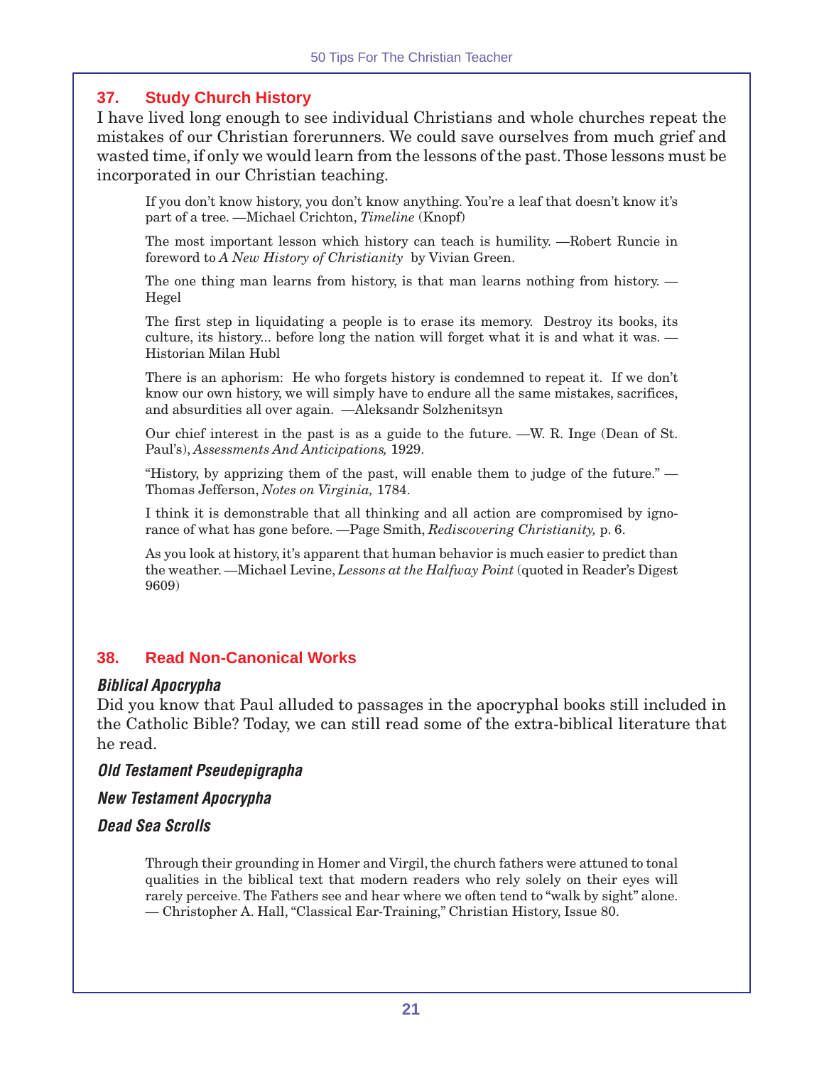## 37. Study Church History

I have lived long enough to see individual Christians and whole churches repeat the mistakes of our Christian forerunners. We could save ourselves from much grief and wasted time, if only we would learn from the lessons of the past. Those lessons must be incorporated in our Christian teaching.

> If you don't know history, you don't know anything. You're a leaf that doesn't know it's part of a tree. —Michael Crichton, *Timeline* (Knopf)

> The most important lesson which history can teach is humility. —Robert Runcie in foreword to *A New History of Christianity* by Vivian Green.

> The one thing man learns from history, is that man learns nothing from history. —Hegel

> The first step in liquidating a people is to erase its memory. Destroy its books, its culture, its history... before long the nation will forget what it is and what it was. —Historian Milan Hubl

> There is an aphorism: He who forgets history is condemned to repeat it. If we don't know our own history, we will simply have to endure all the same mistakes, sacrifices, and absurdities all over again. —Aleksandr Solzhenitsyn

> Our chief interest in the past is as a guide to the future. —W. R. Inge (Dean of St. Paul's), *Assessments And Anticipations,* 1929.

> "History, by apprizing them of the past, will enable them to judge of the future." —Thomas Jefferson, *Notes on Virginia,* 1784.

> I think it is demonstrable that all thinking and all action are compromised by ignorance of what has gone before. —Page Smith, *Rediscovering Christianity,* p. 6.

> As you look at history, it's apparent that human behavior is much easier to predict than the weather. —Michael Levine, *Lessons at the Halfway Point* (quoted in Reader's Digest 9609)

## 38. Read Non-Canonical Works

### *Biblical Apocrypha*

Did you know that Paul alluded to passages in the apocryphal books still included in the Catholic Bible? Today, we can still read some of the extra-biblical literature that he read.

### *Old Testament Pseudepigrapha*

### *New Testament Apocrypha*

### *Dead Sea Scrolls*

> Through their grounding in Homer and Virgil, the church fathers were attuned to tonal qualities in the biblical text that modern readers who rely solely on their eyes will rarely perceive. The Fathers see and hear where we often tend to "walk by sight" alone. — Christopher A. Hall, "Classical Ear-Training," Christian History, Issue 80.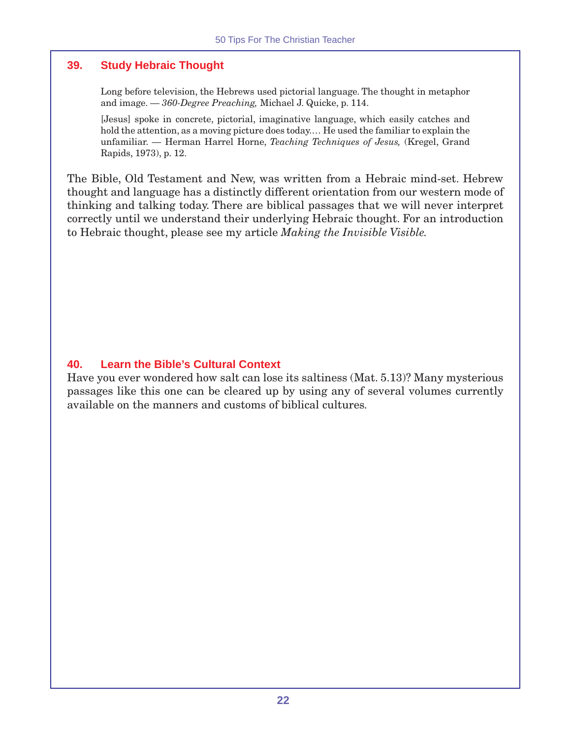## 39. Study Hebraic Thought

> Long before television, the Hebrews used pictorial language. The thought in metaphor and image. — *360-Degree Preaching,* Michael J. Quicke, p. 114.
>
> [Jesus] spoke in concrete, pictorial, imaginative language, which easily catches and hold the attention, as a moving picture does today.… He used the familiar to explain the unfamiliar. — Herman Harrel Horne, *Teaching Techniques of Jesus,* (Kregel, Grand Rapids, 1973), p. 12.

The Bible, Old Testament and New, was written from a Hebraic mind-set. Hebrew thought and language has a distinctly different orientation from our western mode of thinking and talking today. There are biblical passages that we will never interpret correctly until we understand their underlying Hebraic thought. For an introduction to Hebraic thought, please see my article *Making the Invisible Visible.*

## 40. Learn the Bible's Cultural Context

Have you ever wondered how salt can lose its saltiness (Mat. 5.13)? Many mysterious passages like this one can be cleared up by using any of several volumes currently available on the manners and customs of biblical cultures.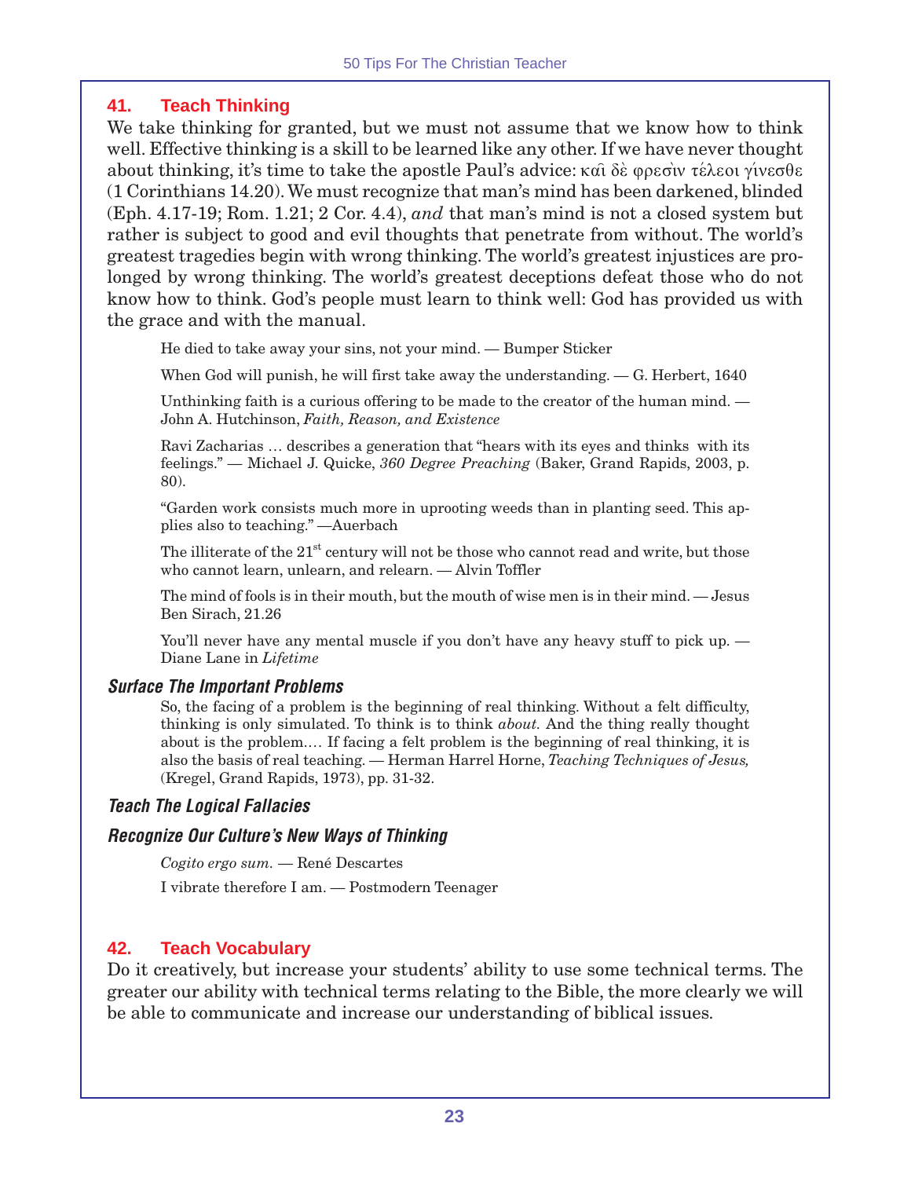## 41. Teach Thinking

We take thinking for granted, but we must not assume that we know how to think well. Effective thinking is a skill to be learned like any other. If we have never thought about thinking, it's time to take the apostle Paul's advice: καὶ δὲ φρεσὶν τέλεοι γίνεσθε (1 Corinthians 14.20). We must recognize that man's mind has been darkened, blinded (Eph. 4.17-19; Rom. 1.21; 2 Cor. 4.4), *and* that man's mind is not a closed system but rather is subject to good and evil thoughts that penetrate from without. The world's greatest tragedies begin with wrong thinking. The world's greatest injustices are prolonged by wrong thinking. The world's greatest deceptions defeat those who do not know how to think. God's people must learn to think well: God has provided us with the grace and with the manual.

> He died to take away your sins, not your mind. — Bumper Sticker
>
> When God will punish, he will first take away the understanding. — G. Herbert, 1640
>
> Unthinking faith is a curious offering to be made to the creator of the human mind. — John A. Hutchinson, *Faith, Reason, and Existence*
>
> Ravi Zacharias … describes a generation that "hears with its eyes and thinks with its feelings." — Michael J. Quicke, *360 Degree Preaching* (Baker, Grand Rapids, 2003, p. 80).
>
> "Garden work consists much more in uprooting weeds than in planting seed. This applies also to teaching." —Auerbach
>
> The illiterate of the 21st century will not be those who cannot read and write, but those who cannot learn, unlearn, and relearn. — Alvin Toffler
>
> The mind of fools is in their mouth, but the mouth of wise men is in their mind. — Jesus Ben Sirach, 21.26
>
> You'll never have any mental muscle if you don't have any heavy stuff to pick up. — Diane Lane in *Lifetime*

### *Surface The Important Problems*

> So, the facing of a problem is the beginning of real thinking. Without a felt difficulty, thinking is only simulated. To think is to think *about*. And the thing really thought about is the problem.… If facing a felt problem is the beginning of real thinking, it is also the basis of real teaching. — Herman Harrel Horne, *Teaching Techniques of Jesus,* (Kregel, Grand Rapids, 1973), pp. 31-32.

### *Teach The Logical Fallacies*

### *Recognize Our Culture's New Ways of Thinking*

> *Cogito ergo sum.* — René Descartes
>
> I vibrate therefore I am. — Postmodern Teenager

## 42. Teach Vocabulary

Do it creatively, but increase your students' ability to use some technical terms. The greater our ability with technical terms relating to the Bible, the more clearly we will be able to communicate and increase our understanding of biblical issues.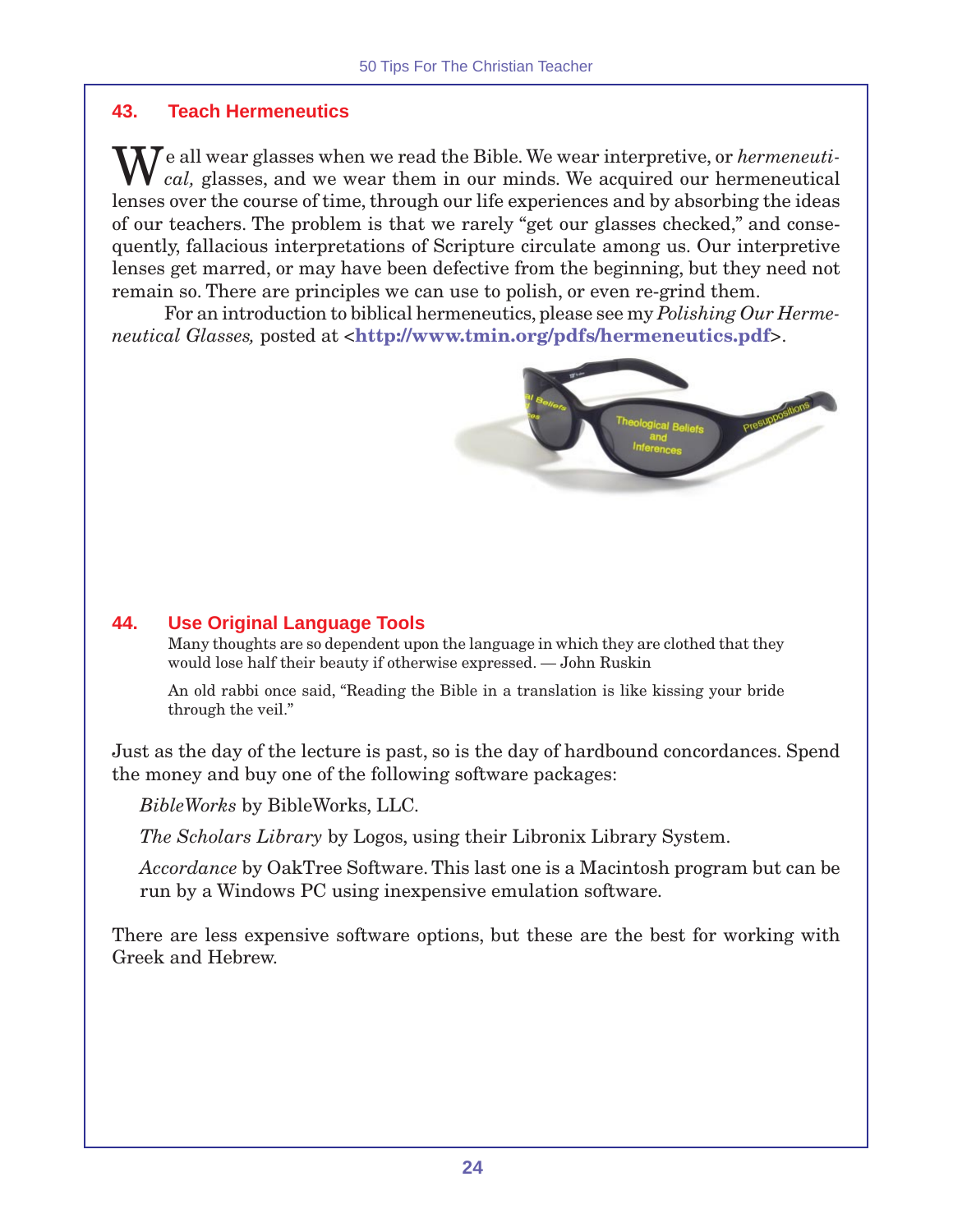## 43. Teach Hermeneutics

We all wear glasses when we read the Bible. We wear interpretive, or *hermeneutical,* glasses, and we wear them in our minds. We acquired our hermeneutical lenses over the course of time, through our life experiences and by absorbing the ideas of our teachers. The problem is that we rarely "get our glasses checked," and consequently, fallacious interpretations of Scripture circulate among us. Our interpretive lenses get marred, or may have been defective from the beginning, but they need not remain so. There are principles we can use to polish, or even re-grind them.

For an introduction to biblical hermeneutics, please see my *Polishing Our Hermeneutical Glasses,* posted at <**http://www.tmin.org/pdfs/hermeneutics.pdf**>.

## 44. Use Original Language Tools

> Many thoughts are so dependent upon the language in which they are clothed that they would lose half their beauty if otherwise expressed. — John Ruskin

> An old rabbi once said, "Reading the Bible in a translation is like kissing your bride through the veil."

Just as the day of the lecture is past, so is the day of hardbound concordances. Spend the money and buy one of the following software packages:

*BibleWorks* by BibleWorks, LLC.

*The Scholars Library* by Logos, using their Libronix Library System.

*Accordance* by OakTree Software. This last one is a Macintosh program but can be run by a Windows PC using inexpensive emulation software.

There are less expensive software options, but these are the best for working with Greek and Hebrew.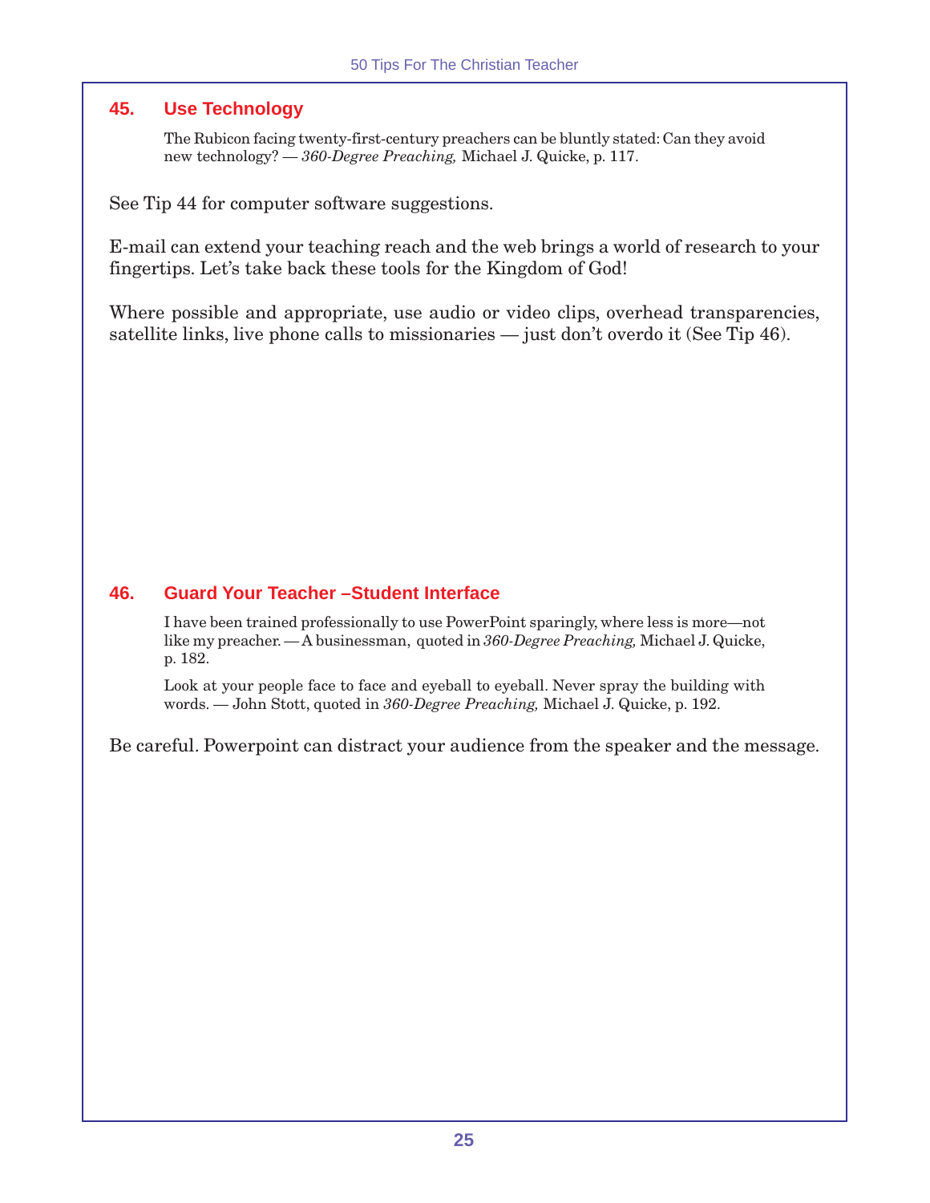## 45. Use Technology

> The Rubicon facing twenty-first-century preachers can be bluntly stated: Can they avoid new technology? — *360-Degree Preaching,* Michael J. Quicke, p. 117.

See Tip 44 for computer software suggestions.

E-mail can extend your teaching reach and the web brings a world of research to your fingertips. Let's take back these tools for the Kingdom of God!

Where possible and appropriate, use audio or video clips, overhead transparencies, satellite links, live phone calls to missionaries — just don't overdo it (See Tip 46).

## 46. Guard Your Teacher –Student Interface

> I have been trained professionally to use PowerPoint sparingly, where less is more—not like my preacher. — A businessman, quoted in *360-Degree Preaching,* Michael J. Quicke, p. 182.

> Look at your people face to face and eyeball to eyeball. Never spray the building with words. — John Stott, quoted in *360-Degree Preaching,* Michael J. Quicke, p. 192.

Be careful. Powerpoint can distract your audience from the speaker and the message.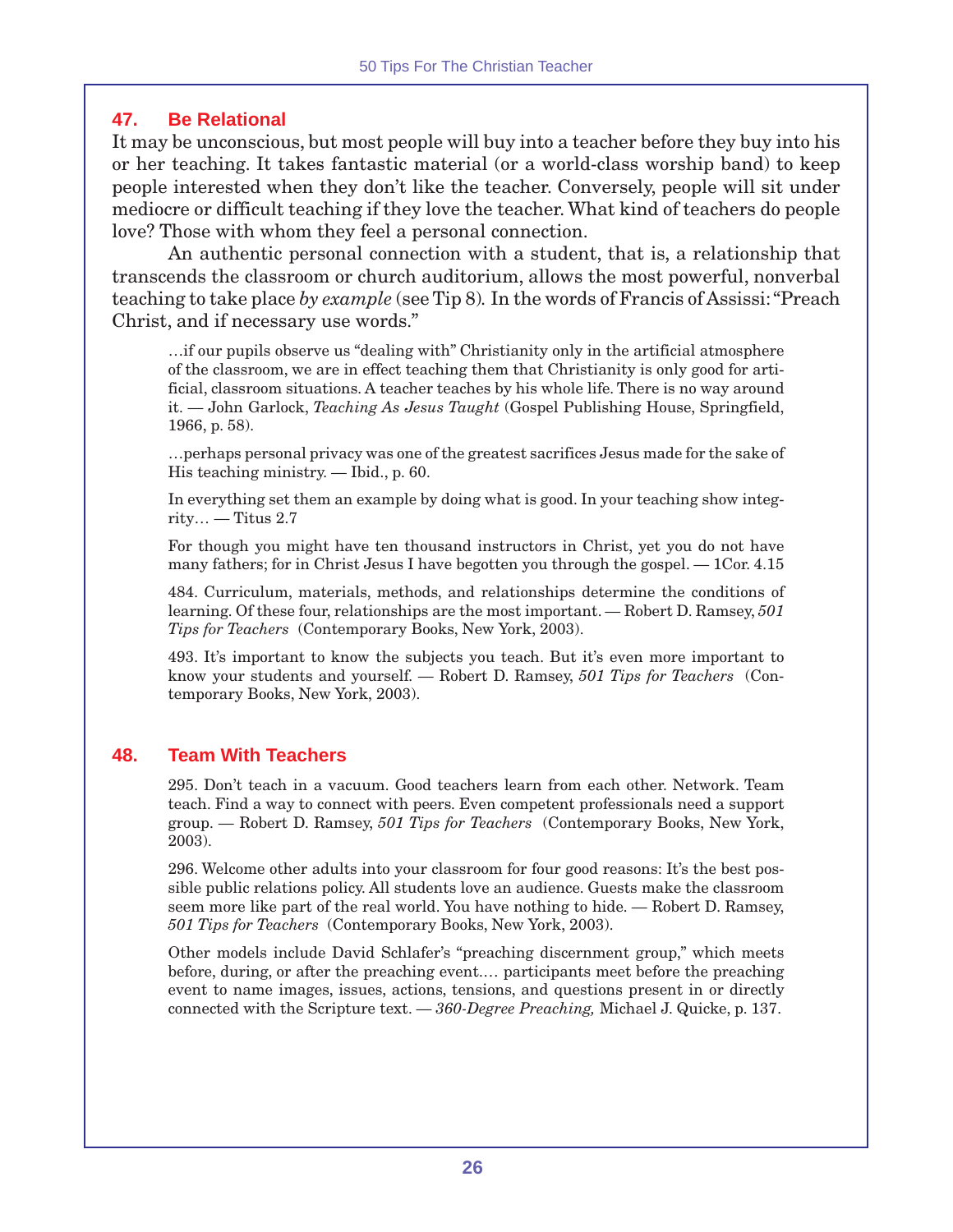## 47. Be Relational

It may be unconscious, but most people will buy into a teacher before they buy into his or her teaching. It takes fantastic material (or a world-class worship band) to keep people interested when they don't like the teacher. Conversely, people will sit under mediocre or difficult teaching if they love the teacher. What kind of teachers do people love? Those with whom they feel a personal connection.

An authentic personal connection with a student, that is, a relationship that transcends the classroom or church auditorium, allows the most powerful, nonverbal teaching to take place *by example* (see Tip 8). In the words of Francis of Assissi: "Preach Christ, and if necessary use words."

> …if our pupils observe us "dealing with" Christianity only in the artificial atmosphere of the classroom, we are in effect teaching them that Christianity is only good for artificial, classroom situations. A teacher teaches by his whole life. There is no way around it. — John Garlock, *Teaching As Jesus Taught* (Gospel Publishing House, Springfield, 1966, p. 58).

> …perhaps personal privacy was one of the greatest sacrifices Jesus made for the sake of His teaching ministry. — Ibid., p. 60.

> In everything set them an example by doing what is good. In your teaching show integrity… — Titus 2.7

> For though you might have ten thousand instructors in Christ, yet you do not have many fathers; for in Christ Jesus I have begotten you through the gospel. — 1Cor. 4.15

> 484. Curriculum, materials, methods, and relationships determine the conditions of learning. Of these four, relationships are the most important. — Robert D. Ramsey, *501 Tips for Teachers* (Contemporary Books, New York, 2003).

> 493. It's important to know the subjects you teach. But it's even more important to know your students and yourself. — Robert D. Ramsey, *501 Tips for Teachers* (Contemporary Books, New York, 2003).

## 48. Team With Teachers

> 295. Don't teach in a vacuum. Good teachers learn from each other. Network. Team teach. Find a way to connect with peers. Even competent professionals need a support group. — Robert D. Ramsey, *501 Tips for Teachers* (Contemporary Books, New York, 2003).

> 296. Welcome other adults into your classroom for four good reasons: It's the best possible public relations policy. All students love an audience. Guests make the classroom seem more like part of the real world. You have nothing to hide. — Robert D. Ramsey, *501 Tips for Teachers* (Contemporary Books, New York, 2003).

> Other models include David Schlafer's "preaching discernment group," which meets before, during, or after the preaching event.… participants meet before the preaching event to name images, issues, actions, tensions, and questions present in or directly connected with the Scripture text. — *360-Degree Preaching,* Michael J. Quicke, p. 137.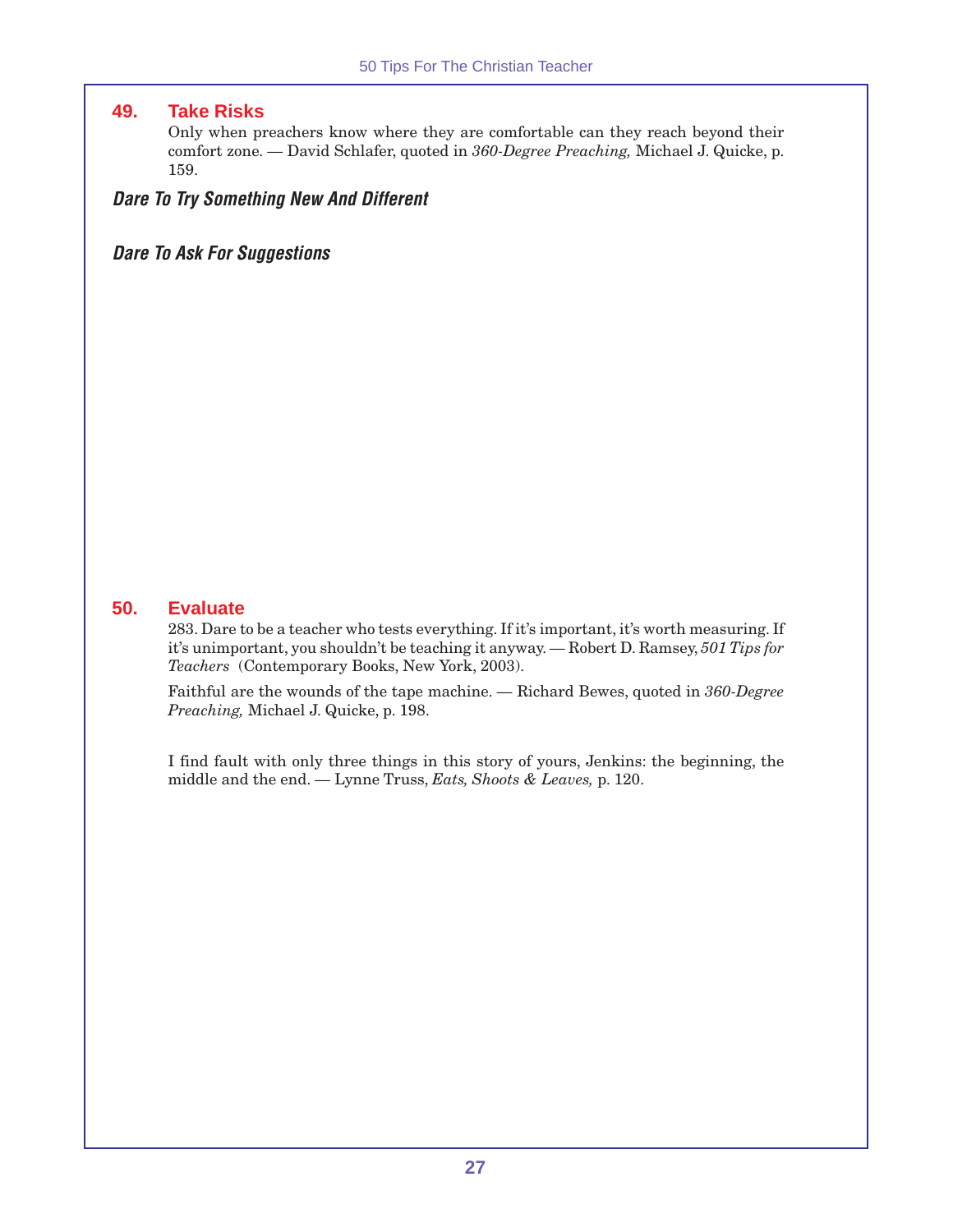## 49. Take Risks

Only when preachers know where they are comfortable can they reach beyond their comfort zone. — David Schlafer, quoted in *360-Degree Preaching,* Michael J. Quicke, p. 159.

***Dare To Try Something New And Different***

***Dare To Ask For Suggestions***

## 50. Evaluate

283. Dare to be a teacher who tests everything. If it's important, it's worth measuring. If it's unimportant, you shouldn't be teaching it anyway. — Robert D. Ramsey, *501 Tips for Teachers* (Contemporary Books, New York, 2003).

Faithful are the wounds of the tape machine. — Richard Bewes, quoted in *360-Degree Preaching,* Michael J. Quicke, p. 198.

I find fault with only three things in this story of yours, Jenkins: the beginning, the middle and the end. — Lynne Truss, *Eats, Shoots & Leaves,* p. 120.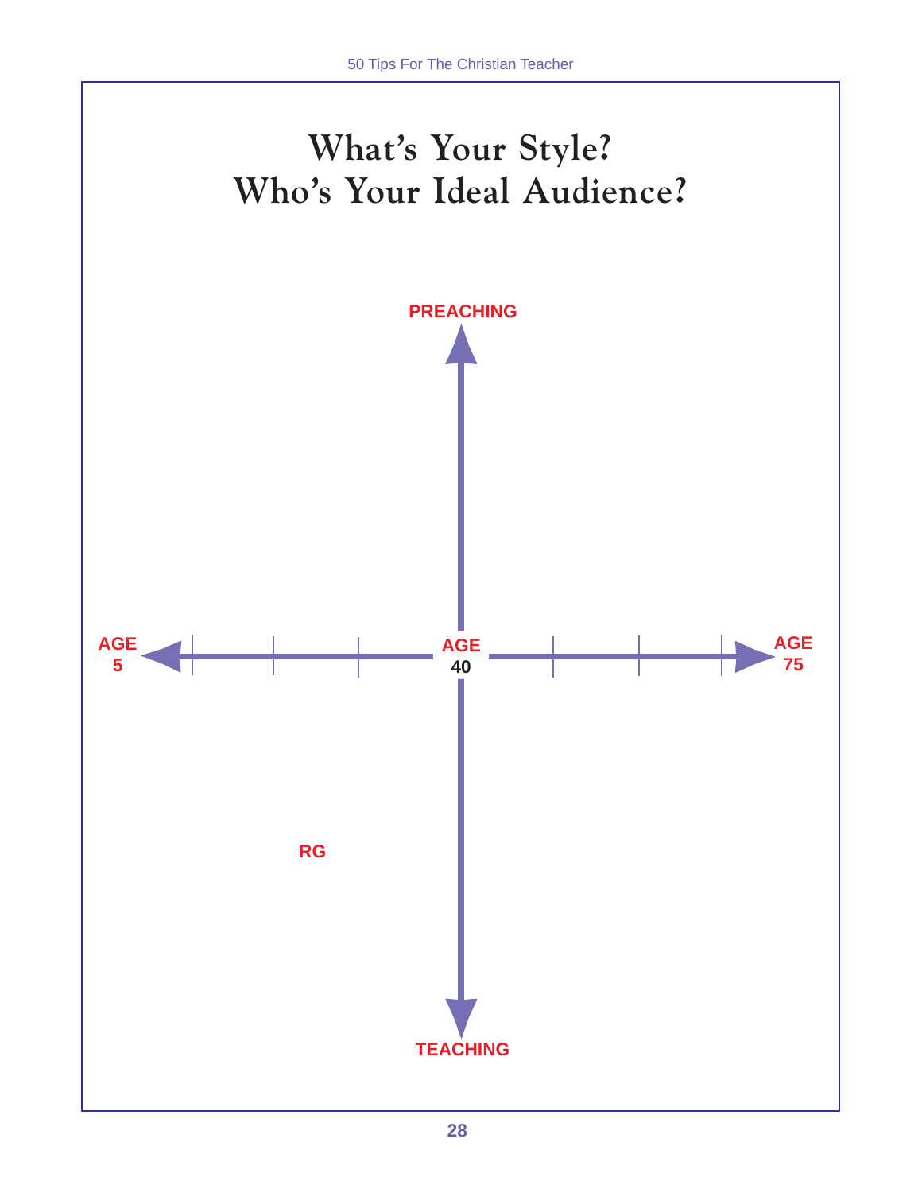# What's Your Style?
# Who's Your Ideal Audience?

PREACHING

AGE 5

AGE 40

AGE 75

RG

TEACHING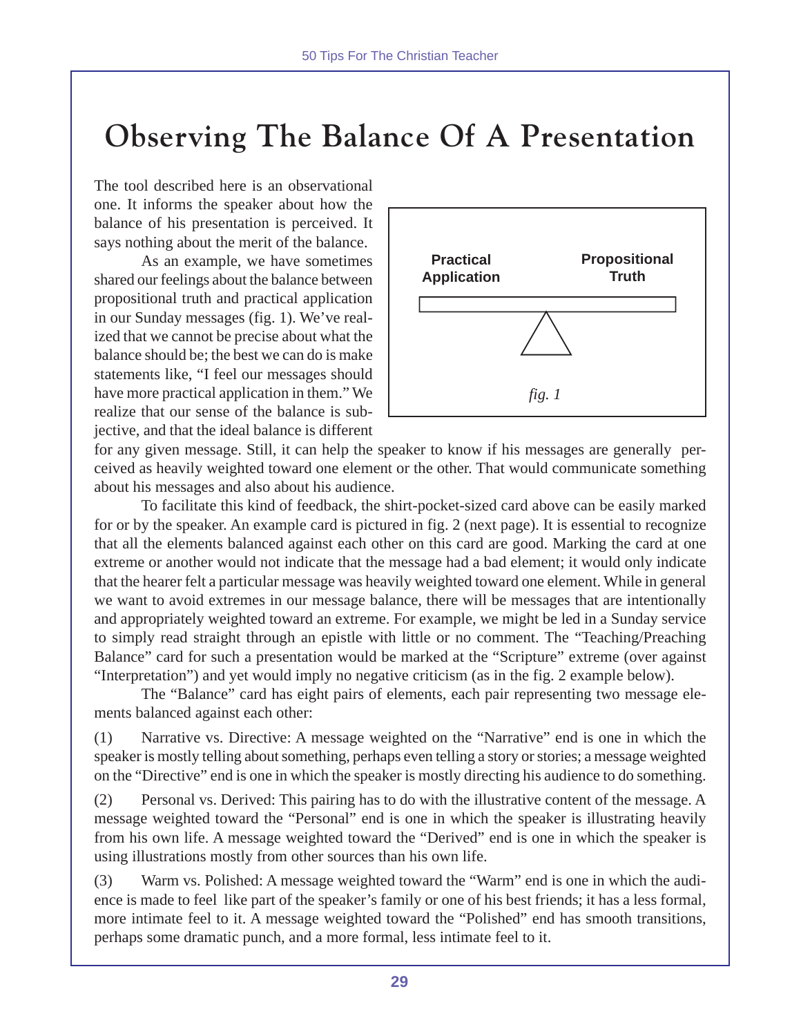# Observing The Balance Of A Presentation

The tool described here is an observational one. It informs the speaker about how the balance of his presentation is perceived. It says nothing about the merit of the balance.

As an example, we have sometimes shared our feelings about the balance between propositional truth and practical application in our Sunday messages (fig. 1). We've realized that we cannot be precise about what the balance should be; the best we can do is make statements like, "I feel our messages should have more practical application in them." We realize that our sense of the balance is subjective, and that the ideal balance is different for any given message. Still, it can help the speaker to know if his messages are generally perceived as heavily weighted toward one element or the other. That would communicate something about his messages and also about his audience.

**Practical Application** **Propositional Truth**

*fig. 1*

To facilitate this kind of feedback, the shirt-pocket-sized card above can be easily marked for or by the speaker. An example card is pictured in fig. 2 (next page). It is essential to recognize that all the elements balanced against each other on this card are good. Marking the card at one extreme or another would not indicate that the message had a bad element; it would only indicate that the hearer felt a particular message was heavily weighted toward one element. While in general we want to avoid extremes in our message balance, there will be messages that are intentionally and appropriately weighted toward an extreme. For example, we might be led in a Sunday service to simply read straight through an epistle with little or no comment. The "Teaching/Preaching Balance" card for such a presentation would be marked at the "Scripture" extreme (over against "Interpretation") and yet would imply no negative criticism (as in the fig. 2 example below).

The "Balance" card has eight pairs of elements, each pair representing two message elements balanced against each other:

(1) Narrative vs. Directive: A message weighted on the "Narrative" end is one in which the speaker is mostly telling about something, perhaps even telling a story or stories; a message weighted on the "Directive" end is one in which the speaker is mostly directing his audience to do something.

(2) Personal vs. Derived: This pairing has to do with the illustrative content of the message. A message weighted toward the "Personal" end is one in which the speaker is illustrating heavily from his own life. A message weighted toward the "Derived" end is one in which the speaker is using illustrations mostly from other sources than his own life.

(3) Warm vs. Polished: A message weighted toward the "Warm" end is one in which the audience is made to feel like part of the speaker's family or one of his best friends; it has a less formal, more intimate feel to it. A message weighted toward the "Polished" end has smooth transitions, perhaps some dramatic punch, and a more formal, less intimate feel to it.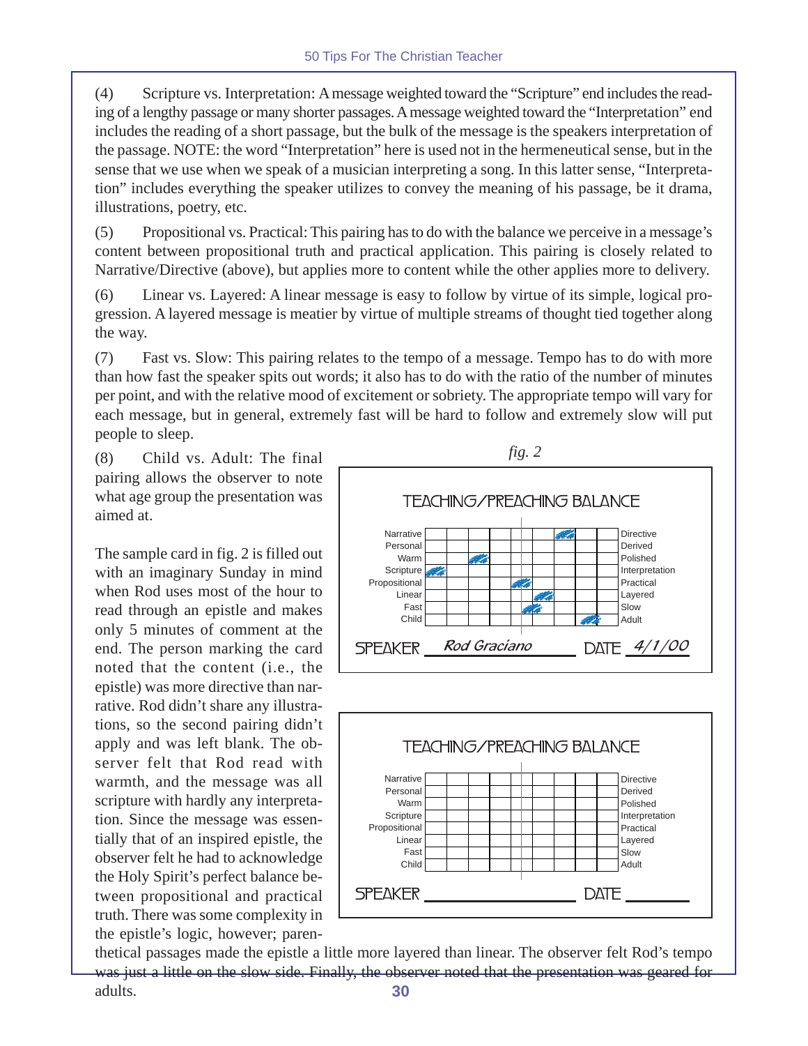(4) Scripture vs. Interpretation: A message weighted toward the "Scripture" end includes the reading of a lengthy passage or many shorter passages. A message weighted toward the "Interpretation" end includes the reading of a short passage, but the bulk of the message is the speakers interpretation of the passage. NOTE: the word "Interpretation" here is used not in the hermeneutical sense, but in the sense that we use when we speak of a musician interpreting a song. In this latter sense, "Interpretation" includes everything the speaker utilizes to convey the meaning of his passage, be it drama, illustrations, poetry, etc.

(5) Propositional vs. Practical: This pairing has to do with the balance we perceive in a message's content between propositional truth and practical application. This pairing is closely related to Narrative/Directive (above), but applies more to content while the other applies more to delivery.

(6) Linear vs. Layered: A linear message is easy to follow by virtue of its simple, logical progression. A layered message is meatier by virtue of multiple streams of thought tied together along the way.

(7) Fast vs. Slow: This pairing relates to the tempo of a message. Tempo has to do with more than how fast the speaker spits out words; it also has to do with the ratio of the number of minutes per point, and with the relative mood of excitement or sobriety. The appropriate tempo will vary for each message, but in general, extremely fast will be hard to follow and extremely slow will put people to sleep.

(8) Child vs. Adult: The final pairing allows the observer to note what age group the presentation was aimed at.

*fig. 2*

TEACHING/PREACHING BALANCE

| | 1 | 2 | 3 | 4 | 5 | 6 | 7 | 8 | 9 | |
|---|---|---|---|---|---|---|---|---|---|---|
| Narrative | | | | | | | X | | | Directive |
| Personal | | | | | | | | | | Derived |
| Warm | | | X | | | | | | | Polished |
| Scripture | X | | | | | | | | | Interpretation |
| Propositional | | | | | X | | | | | Practical |
| Linear | | | | | | X | | | | Layered |
| Fast | | | | | X | | | | | Slow |
| Child | | | | | | | | X | | Adult |

SPEAKER *Rod Graciano* DATE *4/1/00*

TEACHING/PREACHING BALANCE

| | 1 | 2 | 3 | 4 | 5 | 6 | 7 | 8 | 9 | |
|---|---|---|---|---|---|---|---|---|---|---|
| Narrative | | | | | | | | | | Directive |
| Personal | | | | | | | | | | Derived |
| Warm | | | | | | | | | | Polished |
| Scripture | | | | | | | | | | Interpretation |
| Propositional | | | | | | | | | | Practical |
| Linear | | | | | | | | | | Layered |
| Fast | | | | | | | | | | Slow |
| Child | | | | | | | | | | Adult |

SPEAKER ______________ DATE ________

The sample card in fig. 2 is filled out with an imaginary Sunday in mind when Rod uses most of the hour to read through an epistle and makes only 5 minutes of comment at the end. The person marking the card noted that the content (i.e., the epistle) was more directive than narrative. Rod didn't share any illustrations, so the second pairing didn't apply and was left blank. The observer felt that Rod read with warmth, and the message was all scripture with hardly any interpretation. Since the message was essentially that of an inspired epistle, the observer felt he had to acknowledge the Holy Spirit's perfect balance between propositional and practical truth. There was some complexity in the epistle's logic, however; parenthetical passages made the epistle a little more layered than linear. The observer felt Rod's tempo was just a little on the slow side. Finally, the observer noted that the presentation was geared for adults.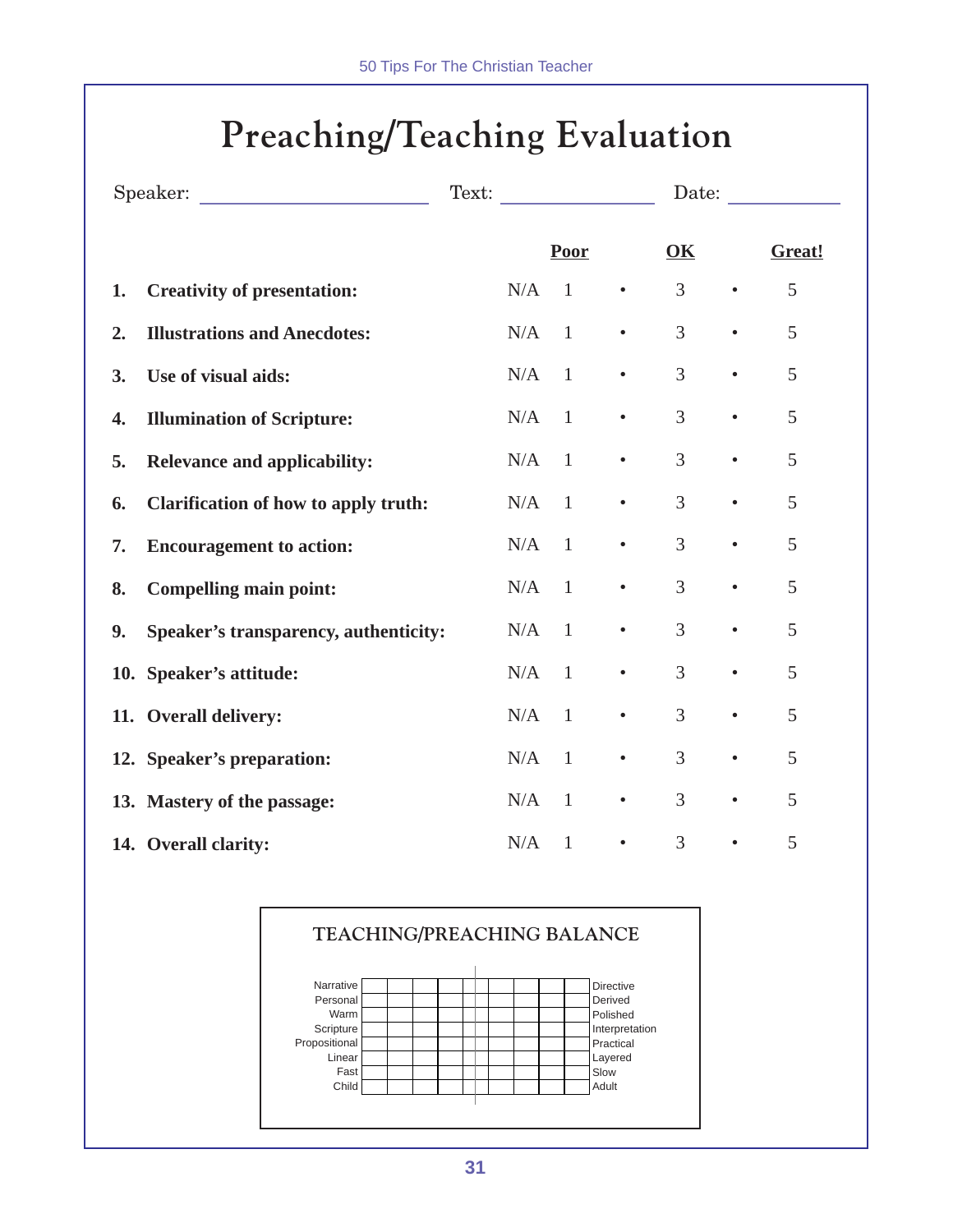# Preaching/Teaching Evaluation

Speaker: \_\_\_\_\_\_\_\_\_\_\_\_\_\_\_\_\_\_\_\_ Text: \_\_\_\_\_\_\_\_\_\_\_\_\_\_ Date: \_\_\_\_\_\_\_\_\_\_

| | | | **Poor** | | **OK** | | **Great!** |
|---|---|---|---|---|---|---|---|
| **1.** | **Creativity of presentation:** | N/A | 1 | • | 3 | • | 5 |
| **2.** | **Illustrations and Anecdotes:** | N/A | 1 | • | 3 | • | 5 |
| **3.** | **Use of visual aids:** | N/A | 1 | • | 3 | • | 5 |
| **4.** | **Illumination of Scripture:** | N/A | 1 | • | 3 | • | 5 |
| **5.** | **Relevance and applicability:** | N/A | 1 | • | 3 | • | 5 |
| **6.** | **Clarification of how to apply truth:** | N/A | 1 | • | 3 | • | 5 |
| **7.** | **Encouragement to action:** | N/A | 1 | • | 3 | • | 5 |
| **8.** | **Compelling main point:** | N/A | 1 | • | 3 | • | 5 |
| **9.** | **Speaker's transparency, authenticity:** | N/A | 1 | • | 3 | • | 5 |
| **10.** | **Speaker's attitude:** | N/A | 1 | • | 3 | • | 5 |
| **11.** | **Overall delivery:** | N/A | 1 | • | 3 | • | 5 |
| **12.** | **Speaker's preparation:** | N/A | 1 | • | 3 | • | 5 |
| **13.** | **Mastery of the passage:** | N/A | 1 | • | 3 | • | 5 |
| **14.** | **Overall clarity:** | N/A | 1 | • | 3 | • | 5 |

## TEACHING/PREACHING BALANCE

| | | | | | | | | | | |
|---|---|---|---|---|---|---|---|---|---|---|
| Narrative | | | | | | | | | | Directive |
| Personal | | | | | | | | | | Derived |
| Warm | | | | | | | | | | Polished |
| Scripture | | | | | | | | | | Interpretation |
| Propositional | | | | | | | | | | Practical |
| Linear | | | | | | | | | | Layered |
| Fast | | | | | | | | | | Slow |
| Child | | | | | | | | | | Adult |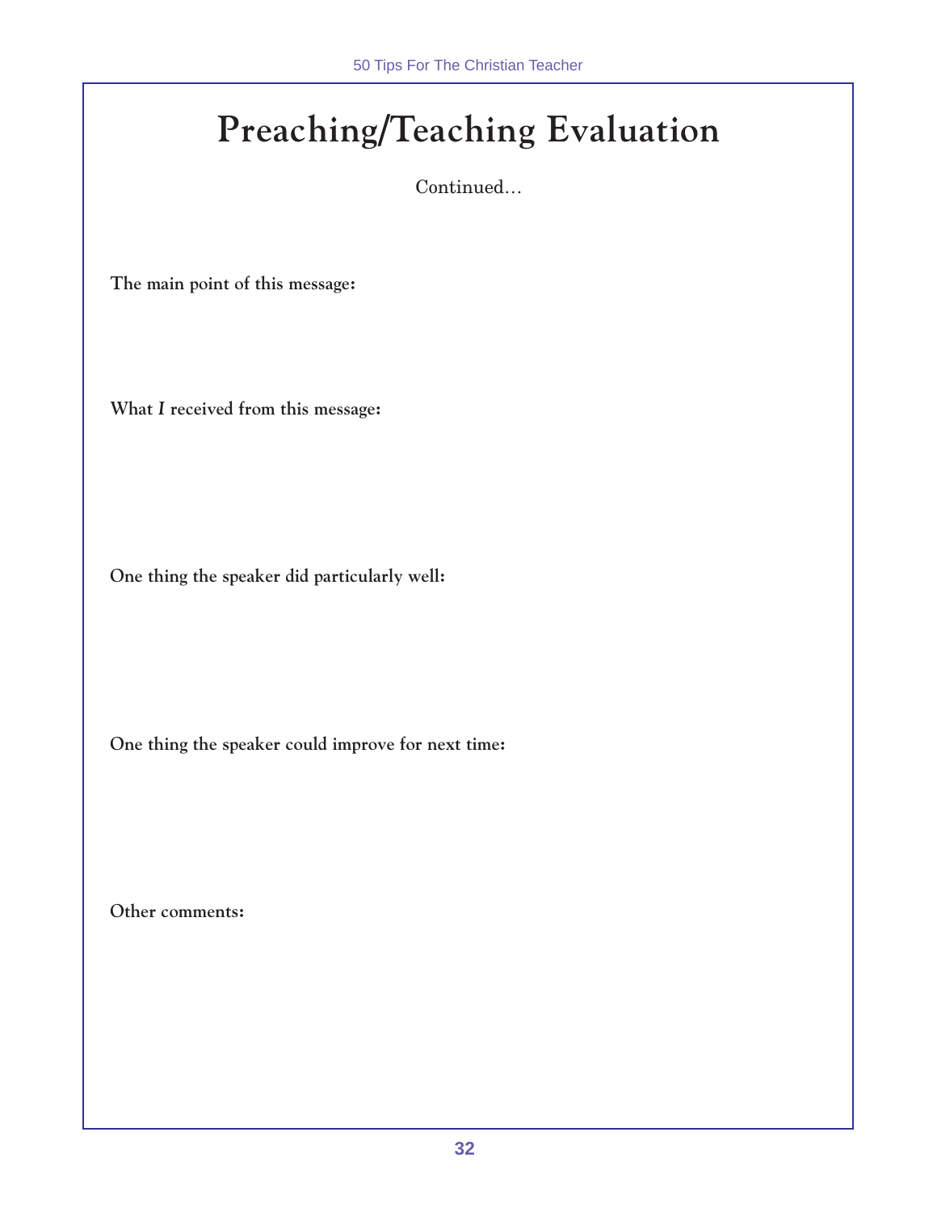# Preaching/Teaching Evaluation

Continued...

**The main point of this message:**

**What *I* received from this message:**

**One thing the speaker did particularly well:**

**One thing the speaker could improve for next time:**

**Other comments:**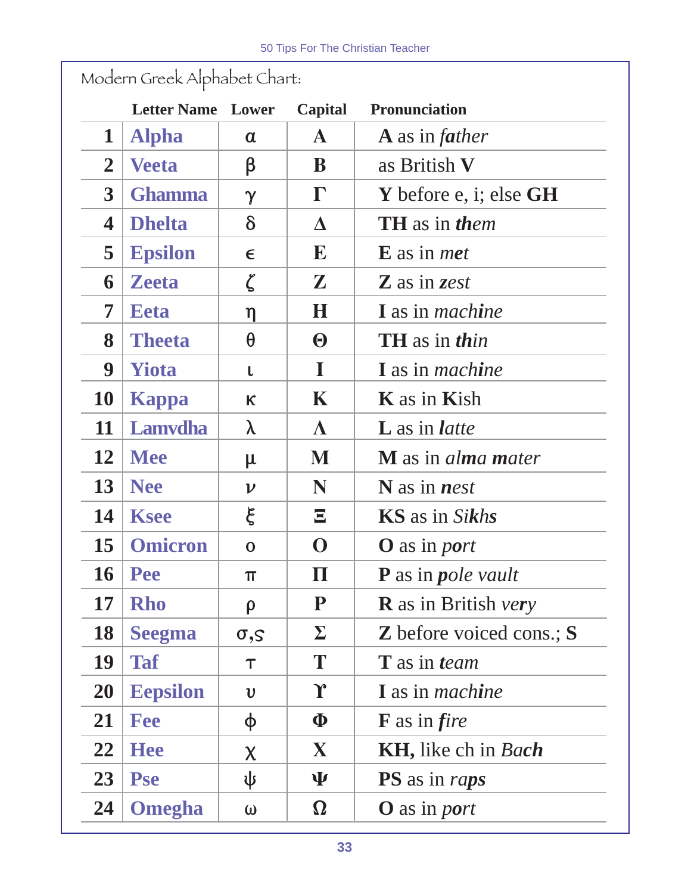Modern Greek Alphabet Chart:

| | Letter Name | Lower | Capital | Pronunciation |
|---|---|---|---|---|
| 1 | **Alpha** | α | Α | **A** as in *father* |
| 2 | **Veeta** | β | Β | as British **V** |
| 3 | **Ghamma** | γ | Γ | **Y** before e, i; else **GH** |
| 4 | **Dhelta** | δ | Δ | **TH** as in ***th**em* |
| 5 | **Epsilon** | ε | Ε | **E** as in *m**e**t* |
| 6 | **Zeeta** | ζ | Ζ | **Z** as in ***z**est* |
| 7 | **Eeta** | η | Η | **I** as in *mach**i**ne* |
| 8 | **Theeta** | θ | Θ | **TH** as in ***th**in* |
| 9 | **Yiota** | ι | Ι | **I** as in *mach**i**ne* |
| 10 | **Kappa** | κ | Κ | **K** as in **K**ish |
| 11 | **Lamvdha** | λ | Λ | **L** as in ***l**atte* |
| 12 | **Mee** | μ | Μ | **M** as in *al**m**a **m**ater* |
| 13 | **Nee** | ν | Ν | **N** as in ***n**est* |
| 14 | **Ksee** | ξ | Ξ | **KS** as in *Si**kh**s* |
| 15 | **Omicron** | ο | Ο | **O** as in *p**o**rt* |
| 16 | **Pee** | π | Π | **P** as in ***p**ole vault* |
| 17 | **Rho** | ρ | Ρ | **R** as in British *ve**r**y* |
| 18 | **Seegma** | σ,ς | Σ | **Z** before voiced cons.; **S** |
| 19 | **Taf** | τ | Τ | **T** as in ***t**eam* |
| 20 | **Eepsilon** | υ | Υ | **I** as in *mach**i**ne* |
| 21 | **Fee** | φ | Φ | **F** as in ***f**ire* |
| 22 | **Hee** | χ | Χ | **KH,** like ch in *Ba**ch*** |
| 23 | **Pse** | ψ | Ψ | **PS** as in *ra**ps*** |
| 24 | **Omegha** | ω | Ω | **O** as in *p**o**rt* |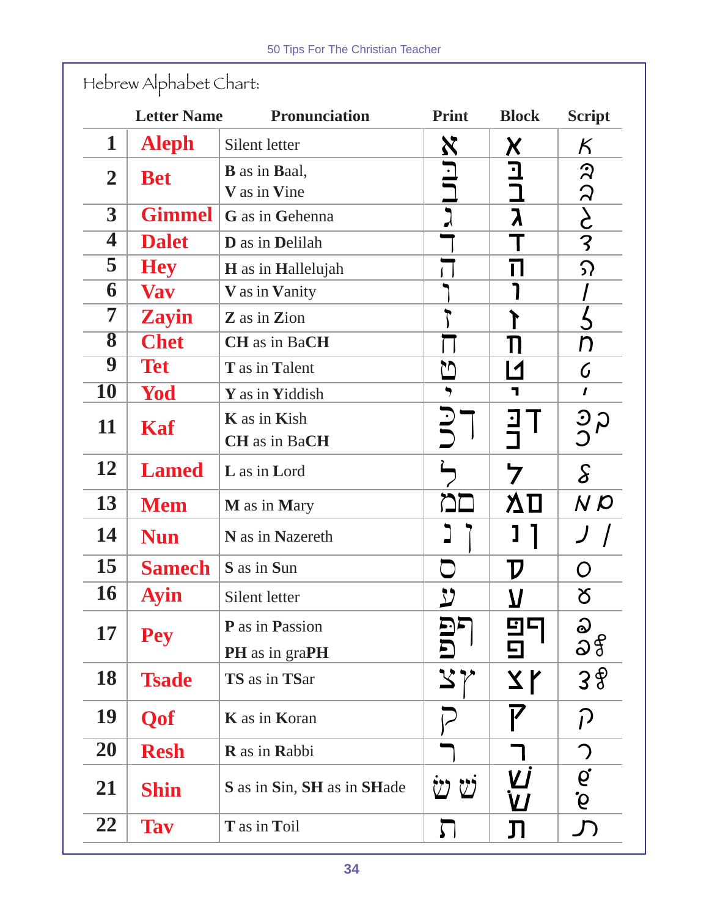Hebrew Alphabet Chart:

| | Letter Name | Pronunciation | Print | Block | Script |
|---|---|---|---|---|---|
| 1 | **Aleph** | Silent letter | א | א | |
| 2 | **Bet** | **B** as in **B**aal, **V** as in **V**ine | בּ ב | בּ ב | |
| 3 | **Gimmel** | **G** as in **G**ehenna | ג | ג | |
| 4 | **Dalet** | **D** as in **D**elilah | ד | ד | |
| 5 | **Hey** | **H** as in **H**allelujah | ה | ה | |
| 6 | **Vav** | **V** as in **V**anity | ו | ו | |
| 7 | **Zayin** | **Z** as in **Z**ion | ז | ז | |
| 8 | **Chet** | **CH** as in Ba**CH** | ח | ח | |
| 9 | **Tet** | **T** as in **T**alent | ט | ט | |
| 10 | **Yod** | **Y** as in **Y**iddish | י | י | |
| 11 | **Kaf** | **K** as in **K**ish **CH** as in Ba**CH** | כּ כ ך | כּ כ ך | |
| 12 | **Lamed** | **L** as in **L**ord | ל | ל | |
| 13 | **Mem** | **M** as in **M**ary | מ ם | מ ם | |
| 14 | **Nun** | **N** as in **N**azereth | נ ן | נ ן | |
| 15 | **Samech** | **S** as in **S**un | ס | ס | |
| 16 | **Ayin** | Silent letter | ע | ע | |
| 17 | **Pey** | **P** as in **P**assion **PH** as in gra**PH** | פּ פ ף | פּ פ ף | |
| 18 | **Tsade** | **TS** as in **TS**ar | צ ץ | צ ץ | |
| 19 | **Qof** | **K** as in **K**oran | ק | ק | |
| 20 | **Resh** | **R** as in **R**abbi | ר | ר | |
| 21 | **Shin** | **S** as in **S**in, **SH** as in **SH**ade | שׂ שׁ | שׁ שׂ | |
| 22 | **Tav** | **T** as in **T**oil | ת | ת | |